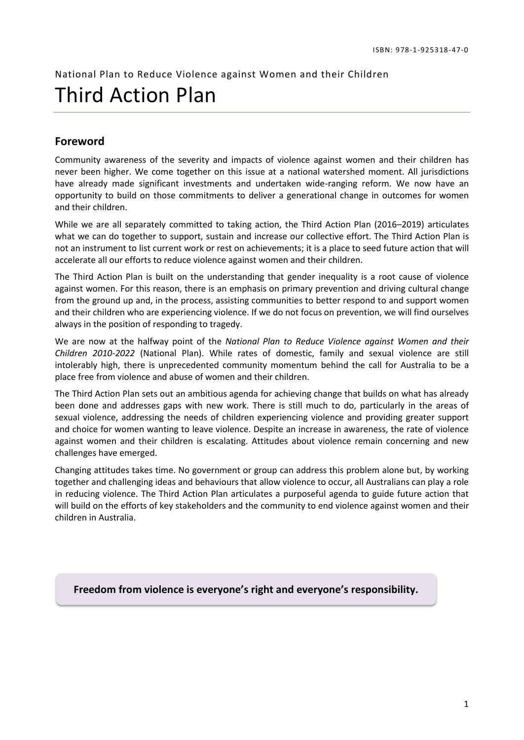ISBN: 978-1-925318-47-0

National Plan to Reduce Violence against Women and their Children

# Third Action Plan

## Foreword

Community awareness of the severity and impacts of violence against women and their children has never been higher. We come together on this issue at a national watershed moment. All jurisdictions have already made significant investments and undertaken wide-ranging reform. We now have an opportunity to build on those commitments to deliver a generational change in outcomes for women and their children.

While we are all separately committed to taking action, the Third Action Plan (2016–2019) articulates what we can do together to support, sustain and increase our collective effort. The Third Action Plan is not an instrument to list current work or rest on achievements; it is a place to seed future action that will accelerate all our efforts to reduce violence against women and their children.

The Third Action Plan is built on the understanding that gender inequality is a root cause of violence against women. For this reason, there is an emphasis on primary prevention and driving cultural change from the ground up and, in the process, assisting communities to better respond to and support women and their children who are experiencing violence. If we do not focus on prevention, we will find ourselves always in the position of responding to tragedy.

We are now at the halfway point of the *National Plan to Reduce Violence against Women and their Children 2010-2022* (National Plan). While rates of domestic, family and sexual violence are still intolerably high, there is unprecedented community momentum behind the call for Australia to be a place free from violence and abuse of women and their children.

The Third Action Plan sets out an ambitious agenda for achieving change that builds on what has already been done and addresses gaps with new work. There is still much to do, particularly in the areas of sexual violence, addressing the needs of children experiencing violence and providing greater support and choice for women wanting to leave violence. Despite an increase in awareness, the rate of violence against women and their children is escalating. Attitudes about violence remain concerning and new challenges have emerged.

Changing attitudes takes time. No government or group can address this problem alone but, by working together and challenging ideas and behaviours that allow violence to occur, all Australians can play a role in reducing violence. The Third Action Plan articulates a purposeful agenda to guide future action that will build on the efforts of key stakeholders and the community to end violence against women and their children in Australia.

**Freedom from violence is everyone's right and everyone's responsibility.**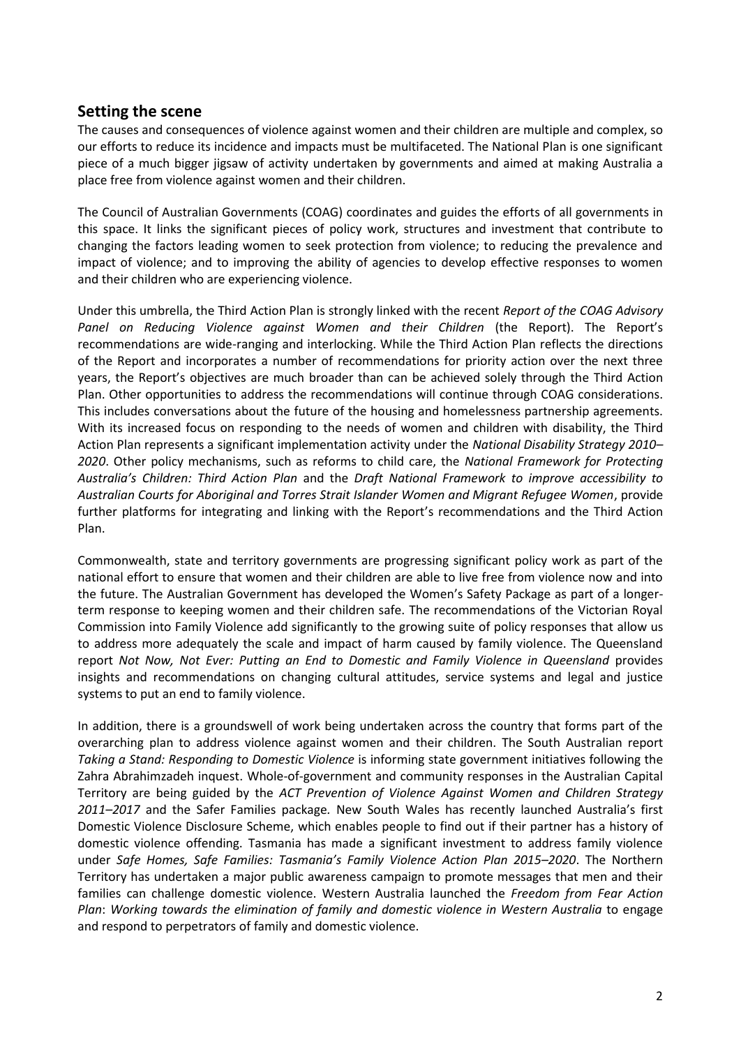## Setting the scene

The causes and consequences of violence against women and their children are multiple and complex, so our efforts to reduce its incidence and impacts must be multifaceted. The National Plan is one significant piece of a much bigger jigsaw of activity undertaken by governments and aimed at making Australia a place free from violence against women and their children.

The Council of Australian Governments (COAG) coordinates and guides the efforts of all governments in this space. It links the significant pieces of policy work, structures and investment that contribute to changing the factors leading women to seek protection from violence; to reducing the prevalence and impact of violence; and to improving the ability of agencies to develop effective responses to women and their children who are experiencing violence.

Under this umbrella, the Third Action Plan is strongly linked with the recent *Report of the COAG Advisory Panel on Reducing Violence against Women and their Children* (the Report). The Report's recommendations are wide-ranging and interlocking. While the Third Action Plan reflects the directions of the Report and incorporates a number of recommendations for priority action over the next three years, the Report's objectives are much broader than can be achieved solely through the Third Action Plan. Other opportunities to address the recommendations will continue through COAG considerations. This includes conversations about the future of the housing and homelessness partnership agreements. With its increased focus on responding to the needs of women and children with disability, the Third Action Plan represents a significant implementation activity under the *National Disability Strategy 2010–2020*. Other policy mechanisms, such as reforms to child care, the *National Framework for Protecting Australia's Children: Third Action Plan* and the *Draft National Framework to improve accessibility to Australian Courts for Aboriginal and Torres Strait Islander Women and Migrant Refugee Women*, provide further platforms for integrating and linking with the Report's recommendations and the Third Action Plan.

Commonwealth, state and territory governments are progressing significant policy work as part of the national effort to ensure that women and their children are able to live free from violence now and into the future. The Australian Government has developed the Women's Safety Package as part of a longer-term response to keeping women and their children safe. The recommendations of the Victorian Royal Commission into Family Violence add significantly to the growing suite of policy responses that allow us to address more adequately the scale and impact of harm caused by family violence. The Queensland report *Not Now, Not Ever: Putting an End to Domestic and Family Violence in Queensland* provides insights and recommendations on changing cultural attitudes, service systems and legal and justice systems to put an end to family violence.

In addition, there is a groundswell of work being undertaken across the country that forms part of the overarching plan to address violence against women and their children. The South Australian report *Taking a Stand: Responding to Domestic Violence* is informing state government initiatives following the Zahra Abrahimzadeh inquest. Whole-of-government and community responses in the Australian Capital Territory are being guided by the *ACT Prevention of Violence Against Women and Children Strategy 2011–2017* and the Safer Families package. New South Wales has recently launched Australia's first Domestic Violence Disclosure Scheme, which enables people to find out if their partner has a history of domestic violence offending. Tasmania has made a significant investment to address family violence under *Safe Homes, Safe Families: Tasmania's Family Violence Action Plan 2015–2020*. The Northern Territory has undertaken a major public awareness campaign to promote messages that men and their families can challenge domestic violence. Western Australia launched the *Freedom from Fear Action Plan*: *Working towards the elimination of family and domestic violence in Western Australia* to engage and respond to perpetrators of family and domestic violence.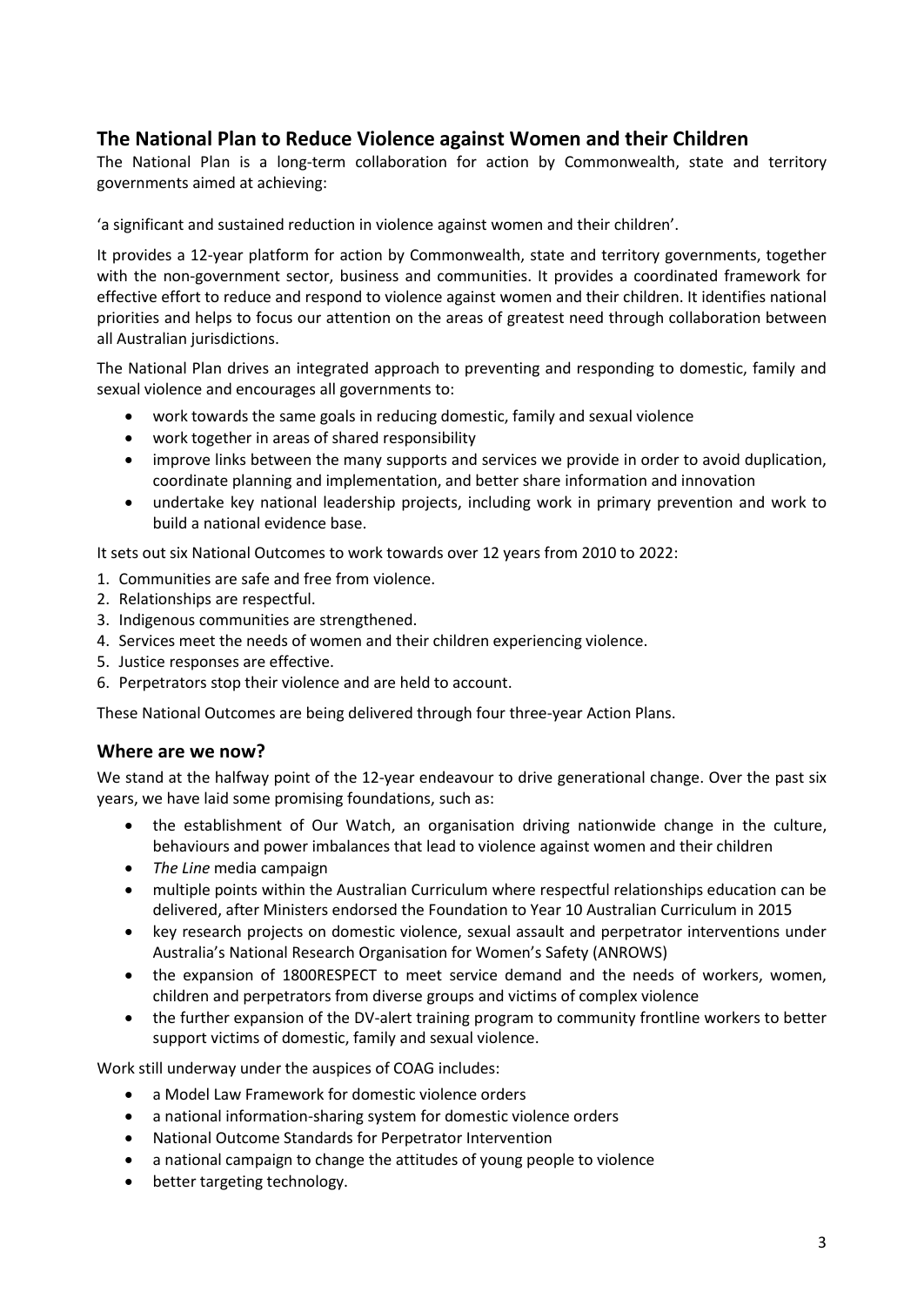## The National Plan to Reduce Violence against Women and their Children

The National Plan is a long-term collaboration for action by Commonwealth, state and territory governments aimed at achieving:

'a significant and sustained reduction in violence against women and their children'.

It provides a 12-year platform for action by Commonwealth, state and territory governments, together with the non-government sector, business and communities. It provides a coordinated framework for effective effort to reduce and respond to violence against women and their children. It identifies national priorities and helps to focus our attention on the areas of greatest need through collaboration between all Australian jurisdictions.

The National Plan drives an integrated approach to preventing and responding to domestic, family and sexual violence and encourages all governments to:

- work towards the same goals in reducing domestic, family and sexual violence
- work together in areas of shared responsibility
- improve links between the many supports and services we provide in order to avoid duplication, coordinate planning and implementation, and better share information and innovation
- undertake key national leadership projects, including work in primary prevention and work to build a national evidence base.

It sets out six National Outcomes to work towards over 12 years from 2010 to 2022:

1. Communities are safe and free from violence.
2. Relationships are respectful.
3. Indigenous communities are strengthened.
4. Services meet the needs of women and their children experiencing violence.
5. Justice responses are effective.
6. Perpetrators stop their violence and are held to account.

These National Outcomes are being delivered through four three-year Action Plans.

### Where are we now?

We stand at the halfway point of the 12-year endeavour to drive generational change. Over the past six years, we have laid some promising foundations, such as:

- the establishment of Our Watch, an organisation driving nationwide change in the culture, behaviours and power imbalances that lead to violence against women and their children
- *The Line* media campaign
- multiple points within the Australian Curriculum where respectful relationships education can be delivered, after Ministers endorsed the Foundation to Year 10 Australian Curriculum in 2015
- key research projects on domestic violence, sexual assault and perpetrator interventions under Australia's National Research Organisation for Women's Safety (ANROWS)
- the expansion of 1800RESPECT to meet service demand and the needs of workers, women, children and perpetrators from diverse groups and victims of complex violence
- the further expansion of the DV-alert training program to community frontline workers to better support victims of domestic, family and sexual violence.

Work still underway under the auspices of COAG includes:

- a Model Law Framework for domestic violence orders
- a national information-sharing system for domestic violence orders
- National Outcome Standards for Perpetrator Intervention
- a national campaign to change the attitudes of young people to violence
- better targeting technology.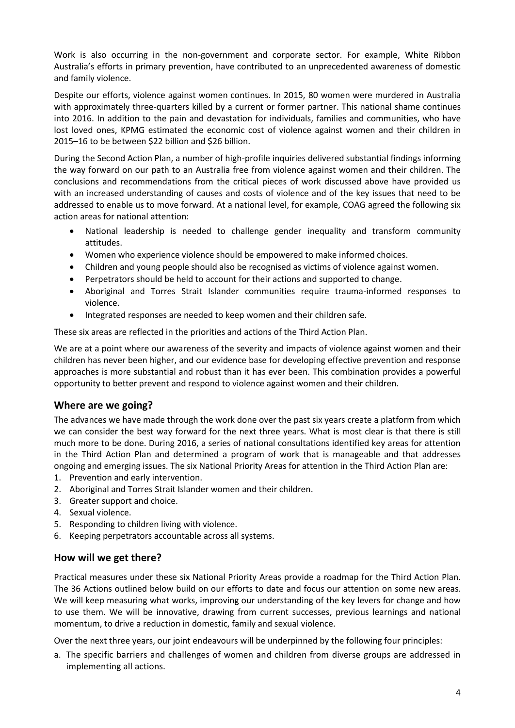Work is also occurring in the non-government and corporate sector. For example, White Ribbon Australia's efforts in primary prevention, have contributed to an unprecedented awareness of domestic and family violence.

Despite our efforts, violence against women continues. In 2015, 80 women were murdered in Australia with approximately three-quarters killed by a current or former partner. This national shame continues into 2016. In addition to the pain and devastation for individuals, families and communities, who have lost loved ones, KPMG estimated the economic cost of violence against women and their children in 2015–16 to be between $22 billion and $26 billion.

During the Second Action Plan, a number of high-profile inquiries delivered substantial findings informing the way forward on our path to an Australia free from violence against women and their children. The conclusions and recommendations from the critical pieces of work discussed above have provided us with an increased understanding of causes and costs of violence and of the key issues that need to be addressed to enable us to move forward. At a national level, for example, COAG agreed the following six action areas for national attention:

- National leadership is needed to challenge gender inequality and transform community attitudes.
- Women who experience violence should be empowered to make informed choices.
- Children and young people should also be recognised as victims of violence against women.
- Perpetrators should be held to account for their actions and supported to change.
- Aboriginal and Torres Strait Islander communities require trauma-informed responses to violence.
- Integrated responses are needed to keep women and their children safe.

These six areas are reflected in the priorities and actions of the Third Action Plan.

We are at a point where our awareness of the severity and impacts of violence against women and their children has never been higher, and our evidence base for developing effective prevention and response approaches is more substantial and robust than it has ever been. This combination provides a powerful opportunity to better prevent and respond to violence against women and their children.

## Where are we going?

The advances we have made through the work done over the past six years create a platform from which we can consider the best way forward for the next three years. What is most clear is that there is still much more to be done. During 2016, a series of national consultations identified key areas for attention in the Third Action Plan and determined a program of work that is manageable and that addresses ongoing and emerging issues. The six National Priority Areas for attention in the Third Action Plan are:

1. Prevention and early intervention.
2. Aboriginal and Torres Strait Islander women and their children.
3. Greater support and choice.
4. Sexual violence.
5. Responding to children living with violence.
6. Keeping perpetrators accountable across all systems.

## How will we get there?

Practical measures under these six National Priority Areas provide a roadmap for the Third Action Plan. The 36 Actions outlined below build on our efforts to date and focus our attention on some new areas. We will keep measuring what works, improving our understanding of the key levers for change and how to use them. We will be innovative, drawing from current successes, previous learnings and national momentum, to drive a reduction in domestic, family and sexual violence.

Over the next three years, our joint endeavours will be underpinned by the following four principles:

a. The specific barriers and challenges of women and children from diverse groups are addressed in implementing all actions.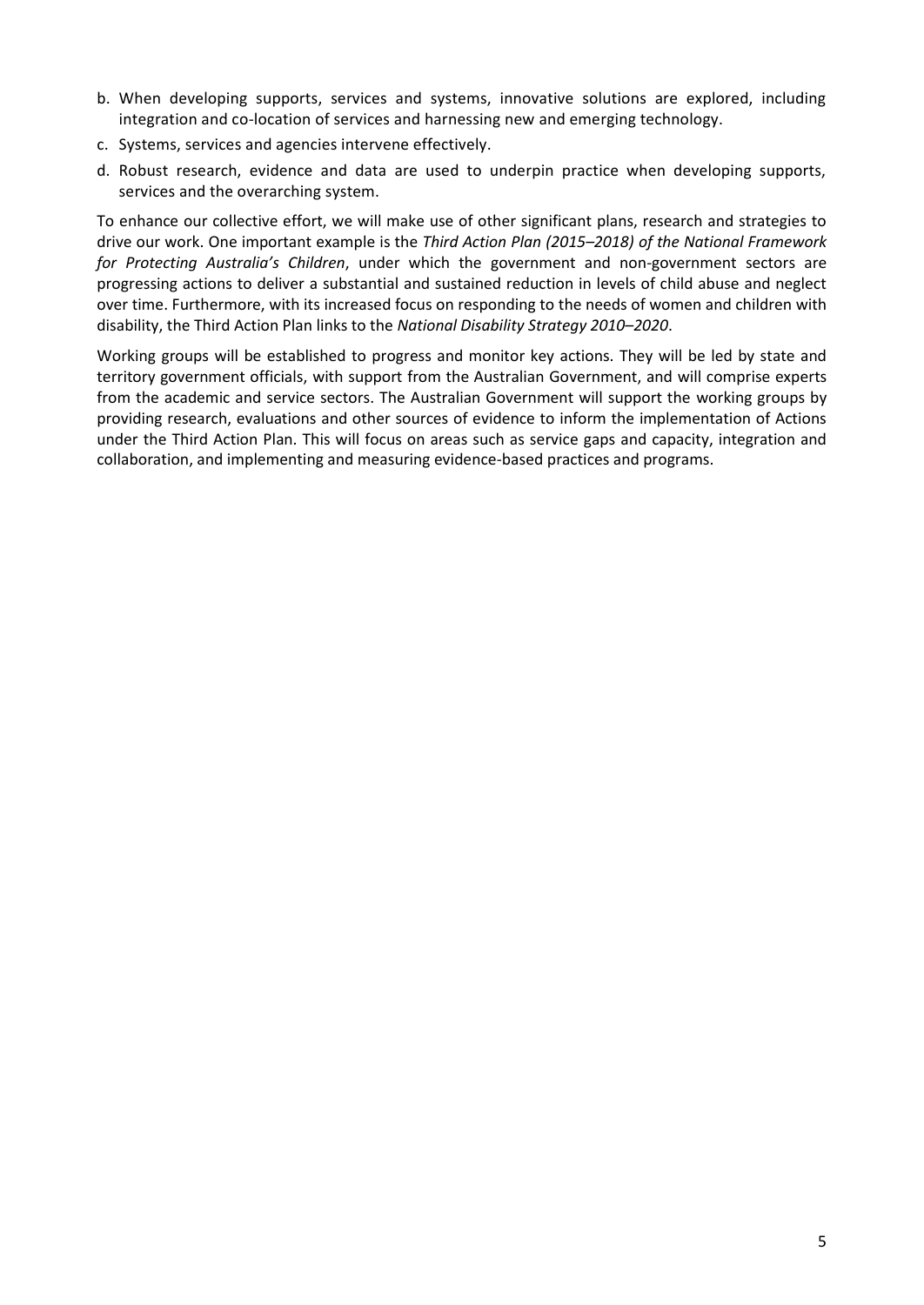b. When developing supports, services and systems, innovative solutions are explored, including integration and co-location of services and harnessing new and emerging technology.
c. Systems, services and agencies intervene effectively.
d. Robust research, evidence and data are used to underpin practice when developing supports, services and the overarching system.

To enhance our collective effort, we will make use of other significant plans, research and strategies to drive our work. One important example is the *Third Action Plan (2015–2018) of the National Framework for Protecting Australia's Children*, under which the government and non-government sectors are progressing actions to deliver a substantial and sustained reduction in levels of child abuse and neglect over time. Furthermore, with its increased focus on responding to the needs of women and children with disability, the Third Action Plan links to the *National Disability Strategy 2010–2020*.

Working groups will be established to progress and monitor key actions. They will be led by state and territory government officials, with support from the Australian Government, and will comprise experts from the academic and service sectors. The Australian Government will support the working groups by providing research, evaluations and other sources of evidence to inform the implementation of Actions under the Third Action Plan. This will focus on areas such as service gaps and capacity, integration and collaboration, and implementing and measuring evidence-based practices and programs.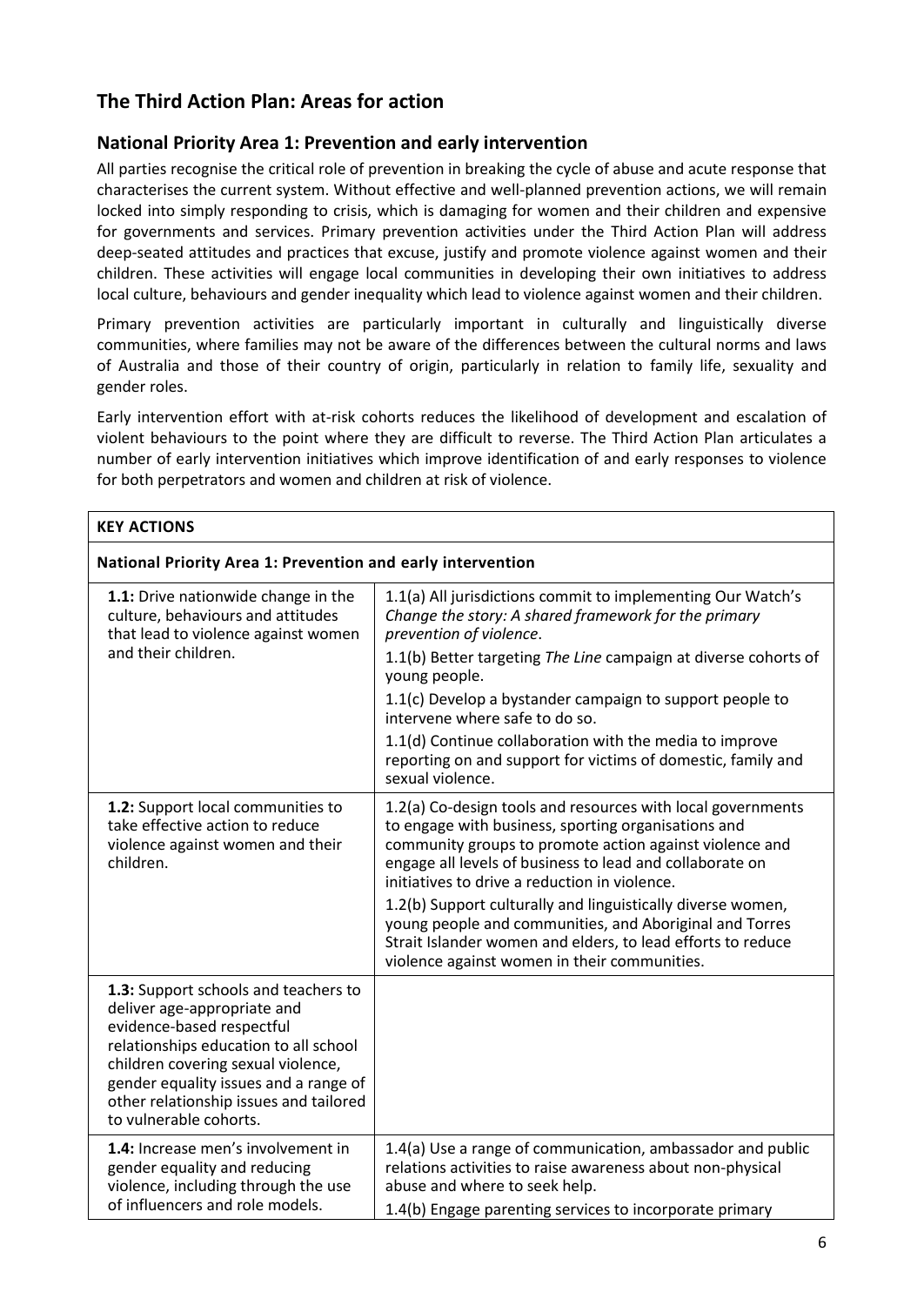## The Third Action Plan: Areas for action

### National Priority Area 1: Prevention and early intervention

All parties recognise the critical role of prevention in breaking the cycle of abuse and acute response that characterises the current system. Without effective and well-planned prevention actions, we will remain locked into simply responding to crisis, which is damaging for women and their children and expensive for governments and services. Primary prevention activities under the Third Action Plan will address deep-seated attitudes and practices that excuse, justify and promote violence against women and their children. These activities will engage local communities in developing their own initiatives to address local culture, behaviours and gender inequality which lead to violence against women and their children.

Primary prevention activities are particularly important in culturally and linguistically diverse communities, where families may not be aware of the differences between the cultural norms and laws of Australia and those of their country of origin, particularly in relation to family life, sexuality and gender roles.

Early intervention effort with at-risk cohorts reduces the likelihood of development and escalation of violent behaviours to the point where they are difficult to reverse. The Third Action Plan articulates a number of early intervention initiatives which improve identification of and early responses to violence for both perpetrators and women and children at risk of violence.

| **KEY ACTIONS** | |
|---|---|
| **National Priority Area 1: Prevention and early intervention** | |
| **1.1:** Drive nationwide change in the culture, behaviours and attitudes that lead to violence against women and their children. | 1.1(a) All jurisdictions commit to implementing Our Watch's *Change the story: A shared framework for the primary prevention of violence*.<br>1.1(b) Better targeting *The Line* campaign at diverse cohorts of young people.<br>1.1(c) Develop a bystander campaign to support people to intervene where safe to do so.<br>1.1(d) Continue collaboration with the media to improve reporting on and support for victims of domestic, family and sexual violence. |
| **1.2:** Support local communities to take effective action to reduce violence against women and their children. | 1.2(a) Co-design tools and resources with local governments to engage with business, sporting organisations and community groups to promote action against violence and engage all levels of business to lead and collaborate on initiatives to drive a reduction in violence.<br>1.2(b) Support culturally and linguistically diverse women, young people and communities, and Aboriginal and Torres Strait Islander women and elders, to lead efforts to reduce violence against women in their communities. |
| **1.3:** Support schools and teachers to deliver age-appropriate and evidence-based respectful relationships education to all school children covering sexual violence, gender equality issues and a range of other relationship issues and tailored to vulnerable cohorts. | |
| **1.4:** Increase men's involvement in gender equality and reducing violence, including through the use of influencers and role models. | 1.4(a) Use a range of communication, ambassador and public relations activities to raise awareness about non-physical abuse and where to seek help.<br>1.4(b) Engage parenting services to incorporate primary |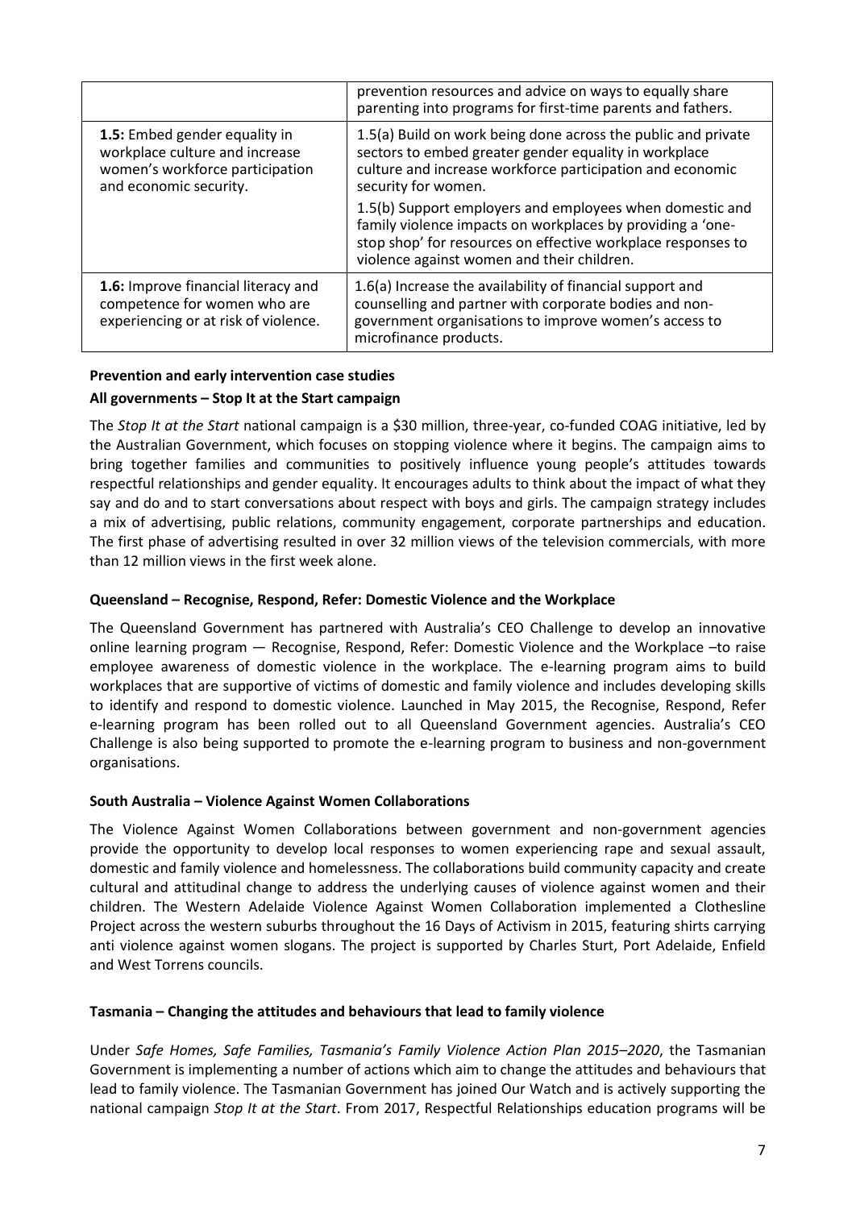| | |
|---|---|
| | prevention resources and advice on ways to equally share parenting into programs for first-time parents and fathers. |
| **1.5:** Embed gender equality in workplace culture and increase women's workforce participation and economic security. | 1.5(a) Build on work being done across the public and private sectors to embed greater gender equality in workplace culture and increase workforce participation and economic security for women.<br>1.5(b) Support employers and employees when domestic and family violence impacts on workplaces by providing a 'one-stop shop' for resources on effective workplace responses to violence against women and their children. |
| **1.6:** Improve financial literacy and competence for women who are experiencing or at risk of violence. | 1.6(a) Increase the availability of financial support and counselling and partner with corporate bodies and non-government organisations to improve women's access to microfinance products. |

**Prevention and early intervention case studies**

**All governments – Stop It at the Start campaign**

The *Stop It at the Start* national campaign is a $30 million, three-year, co-funded COAG initiative, led by the Australian Government, which focuses on stopping violence where it begins. The campaign aims to bring together families and communities to positively influence young people's attitudes towards respectful relationships and gender equality. It encourages adults to think about the impact of what they say and do and to start conversations about respect with boys and girls. The campaign strategy includes a mix of advertising, public relations, community engagement, corporate partnerships and education. The first phase of advertising resulted in over 32 million views of the television commercials, with more than 12 million views in the first week alone.

**Queensland – Recognise, Respond, Refer: Domestic Violence and the Workplace**

The Queensland Government has partnered with Australia's CEO Challenge to develop an innovative online learning program — Recognise, Respond, Refer: Domestic Violence and the Workplace –to raise employee awareness of domestic violence in the workplace. The e-learning program aims to build workplaces that are supportive of victims of domestic and family violence and includes developing skills to identify and respond to domestic violence. Launched in May 2015, the Recognise, Respond, Refer e-learning program has been rolled out to all Queensland Government agencies. Australia's CEO Challenge is also being supported to promote the e-learning program to business and non-government organisations.

**South Australia – Violence Against Women Collaborations**

The Violence Against Women Collaborations between government and non-government agencies provide the opportunity to develop local responses to women experiencing rape and sexual assault, domestic and family violence and homelessness. The collaborations build community capacity and create cultural and attitudinal change to address the underlying causes of violence against women and their children. The Western Adelaide Violence Against Women Collaboration implemented a Clothesline Project across the western suburbs throughout the 16 Days of Activism in 2015, featuring shirts carrying anti violence against women slogans. The project is supported by Charles Sturt, Port Adelaide, Enfield and West Torrens councils.

**Tasmania – Changing the attitudes and behaviours that lead to family violence**

Under *Safe Homes, Safe Families, Tasmania's Family Violence Action Plan 2015–2020*, the Tasmanian Government is implementing a number of actions which aim to change the attitudes and behaviours that lead to family violence. The Tasmanian Government has joined Our Watch and is actively supporting the national campaign *Stop It at the Start*. From 2017, Respectful Relationships education programs will be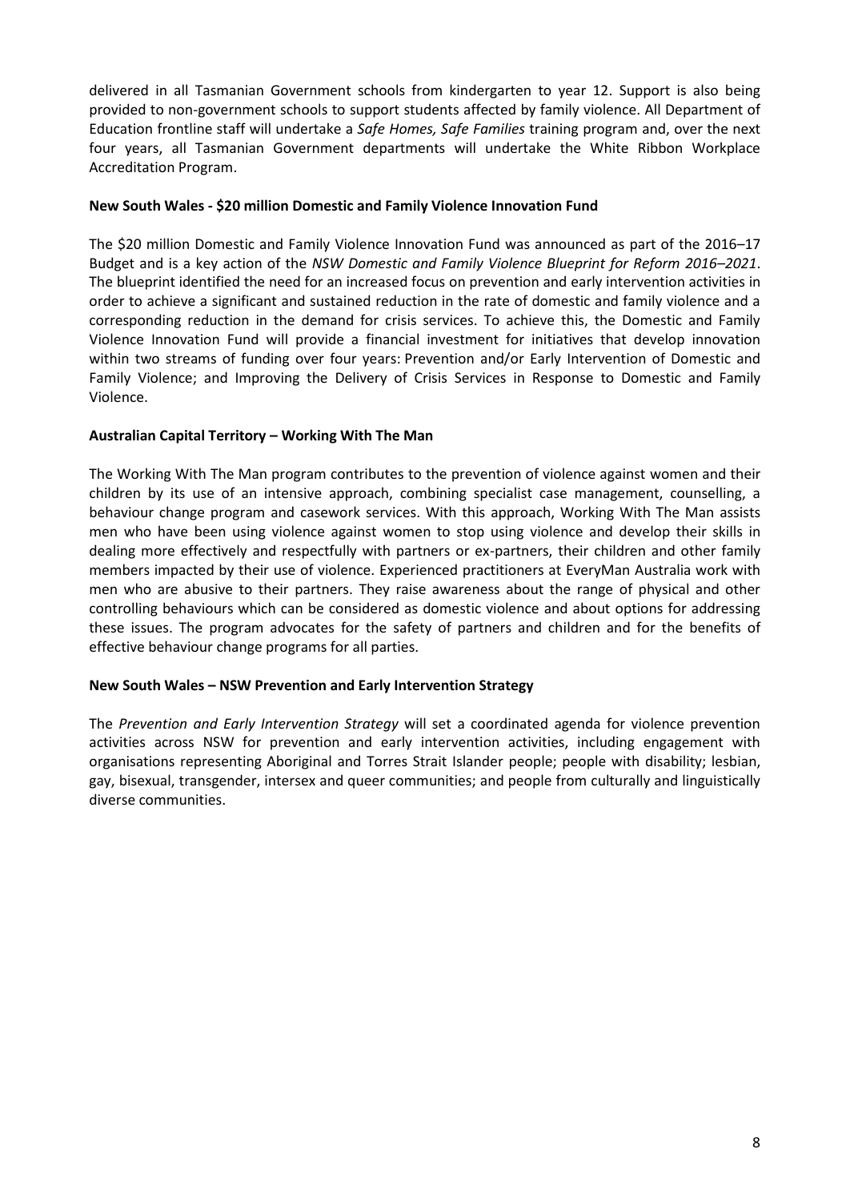delivered in all Tasmanian Government schools from kindergarten to year 12. Support is also being provided to non-government schools to support students affected by family violence. All Department of Education frontline staff will undertake a *Safe Homes, Safe Families* training program and, over the next four years, all Tasmanian Government departments will undertake the White Ribbon Workplace Accreditation Program.

**New South Wales - $20 million Domestic and Family Violence Innovation Fund**

The $20 million Domestic and Family Violence Innovation Fund was announced as part of the 2016–17 Budget and is a key action of the *NSW Domestic and Family Violence Blueprint for Reform 2016–2021*. The blueprint identified the need for an increased focus on prevention and early intervention activities in order to achieve a significant and sustained reduction in the rate of domestic and family violence and a corresponding reduction in the demand for crisis services. To achieve this, the Domestic and Family Violence Innovation Fund will provide a financial investment for initiatives that develop innovation within two streams of funding over four years: Prevention and/or Early Intervention of Domestic and Family Violence; and Improving the Delivery of Crisis Services in Response to Domestic and Family Violence.

**Australian Capital Territory – Working With The Man**

The Working With The Man program contributes to the prevention of violence against women and their children by its use of an intensive approach, combining specialist case management, counselling, a behaviour change program and casework services. With this approach, Working With The Man assists men who have been using violence against women to stop using violence and develop their skills in dealing more effectively and respectfully with partners or ex-partners, their children and other family members impacted by their use of violence. Experienced practitioners at EveryMan Australia work with men who are abusive to their partners. They raise awareness about the range of physical and other controlling behaviours which can be considered as domestic violence and about options for addressing these issues. The program advocates for the safety of partners and children and for the benefits of effective behaviour change programs for all parties.

**New South Wales – NSW Prevention and Early Intervention Strategy**

The *Prevention and Early Intervention Strategy* will set a coordinated agenda for violence prevention activities across NSW for prevention and early intervention activities, including engagement with organisations representing Aboriginal and Torres Strait Islander people; people with disability; lesbian, gay, bisexual, transgender, intersex and queer communities; and people from culturally and linguistically diverse communities.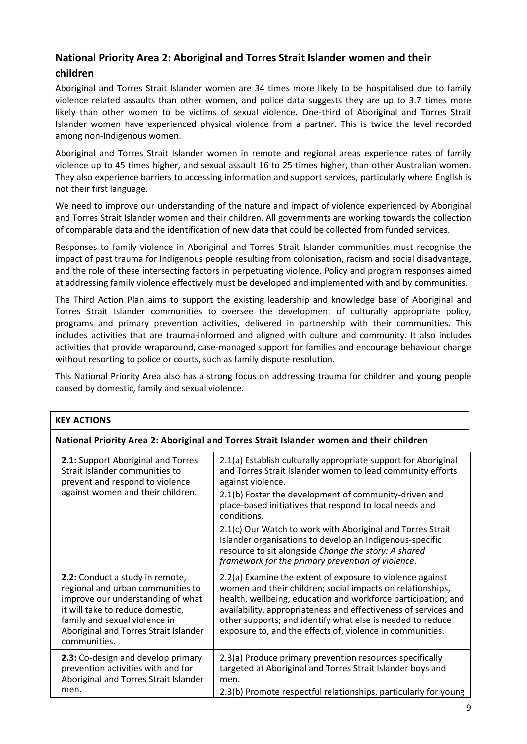## National Priority Area 2: Aboriginal and Torres Strait Islander women and their children

Aboriginal and Torres Strait Islander women are 34 times more likely to be hospitalised due to family violence related assaults than other women, and police data suggests they are up to 3.7 times more likely than other women to be victims of sexual violence. One-third of Aboriginal and Torres Strait Islander women have experienced physical violence from a partner. This is twice the level recorded among non-Indigenous women.

Aboriginal and Torres Strait Islander women in remote and regional areas experience rates of family violence up to 45 times higher, and sexual assault 16 to 25 times higher, than other Australian women. They also experience barriers to accessing information and support services, particularly where English is not their first language.

We need to improve our understanding of the nature and impact of violence experienced by Aboriginal and Torres Strait Islander women and their children. All governments are working towards the collection of comparable data and the identification of new data that could be collected from funded services.

Responses to family violence in Aboriginal and Torres Strait Islander communities must recognise the impact of past trauma for Indigenous people resulting from colonisation, racism and social disadvantage, and the role of these intersecting factors in perpetuating violence. Policy and program responses aimed at addressing family violence effectively must be developed and implemented with and by communities.

The Third Action Plan aims to support the existing leadership and knowledge base of Aboriginal and Torres Strait Islander communities to oversee the development of culturally appropriate policy, programs and primary prevention activities, delivered in partnership with their communities. This includes activities that are trauma-informed and aligned with culture and community. It also includes activities that provide wraparound, case-managed support for families and encourage behaviour change without resorting to police or courts, such as family dispute resolution.

This National Priority Area also has a strong focus on addressing trauma for children and young people caused by domestic, family and sexual violence.

| **KEY ACTIONS** | |
|---|---|
| **National Priority Area 2: Aboriginal and Torres Strait Islander women and their children** | |
| **2.1:** Support Aboriginal and Torres Strait Islander communities to prevent and respond to violence against women and their children. | 2.1(a) Establish culturally appropriate support for Aboriginal and Torres Strait Islander women to lead community efforts against violence.<br>2.1(b) Foster the development of community-driven and place-based initiatives that respond to local needs and conditions.<br>2.1(c) Our Watch to work with Aboriginal and Torres Strait Islander organisations to develop an Indigenous-specific resource to sit alongside *Change the story: A shared framework for the primary prevention of violence*. |
| **2.2:** Conduct a study in remote, regional and urban communities to improve our understanding of what it will take to reduce domestic, family and sexual violence in Aboriginal and Torres Strait Islander communities. | 2.2(a) Examine the extent of exposure to violence against women and their children; social impacts on relationships, health, wellbeing, education and workforce participation; and availability, appropriateness and effectiveness of services and other supports; and identify what else is needed to reduce exposure to, and the effects of, violence in communities. |
| **2.3:** Co-design and develop primary prevention activities with and for Aboriginal and Torres Strait Islander men. | 2.3(a) Produce primary prevention resources specifically targeted at Aboriginal and Torres Strait Islander boys and men.<br>2.3(b) Promote respectful relationships, particularly for young |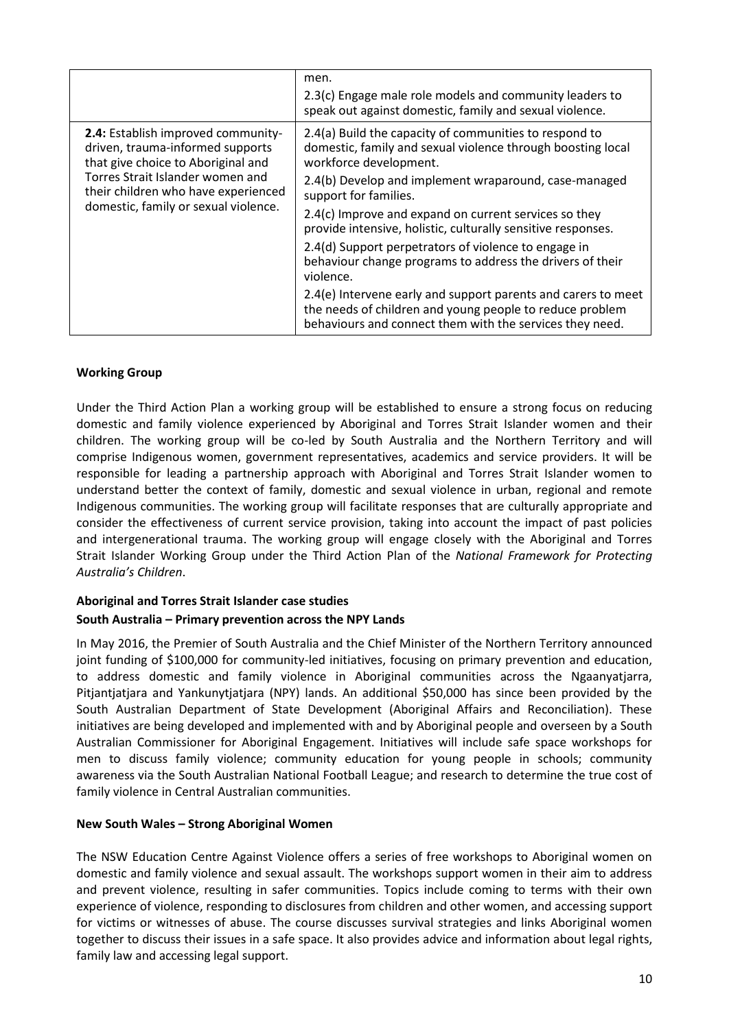| | |
|---|---|
| | men.<br>2.3(c) Engage male role models and community leaders to speak out against domestic, family and sexual violence. |
| **2.4:** Establish improved community-driven, trauma-informed supports that give choice to Aboriginal and Torres Strait Islander women and their children who have experienced domestic, family or sexual violence. | 2.4(a) Build the capacity of communities to respond to domestic, family and sexual violence through boosting local workforce development.<br>2.4(b) Develop and implement wraparound, case-managed support for families.<br>2.4(c) Improve and expand on current services so they provide intensive, holistic, culturally sensitive responses.<br>2.4(d) Support perpetrators of violence to engage in behaviour change programs to address the drivers of their violence.<br>2.4(e) Intervene early and support parents and carers to meet the needs of children and young people to reduce problem behaviours and connect them with the services they need. |

**Working Group**

Under the Third Action Plan a working group will be established to ensure a strong focus on reducing domestic and family violence experienced by Aboriginal and Torres Strait Islander women and their children. The working group will be co-led by South Australia and the Northern Territory and will comprise Indigenous women, government representatives, academics and service providers. It will be responsible for leading a partnership approach with Aboriginal and Torres Strait Islander women to understand better the context of family, domestic and sexual violence in urban, regional and remote Indigenous communities. The working group will facilitate responses that are culturally appropriate and consider the effectiveness of current service provision, taking into account the impact of past policies and intergenerational trauma. The working group will engage closely with the Aboriginal and Torres Strait Islander Working Group under the Third Action Plan of the *National Framework for Protecting Australia's Children*.

**Aboriginal and Torres Strait Islander case studies**

**South Australia – Primary prevention across the NPY Lands**

In May 2016, the Premier of South Australia and the Chief Minister of the Northern Territory announced joint funding of $100,000 for community-led initiatives, focusing on primary prevention and education, to address domestic and family violence in Aboriginal communities across the Ngaanyatjarra, Pitjantjatjara and Yankunytjatjara (NPY) lands. An additional $50,000 has since been provided by the South Australian Department of State Development (Aboriginal Affairs and Reconciliation). These initiatives are being developed and implemented with and by Aboriginal people and overseen by a South Australian Commissioner for Aboriginal Engagement. Initiatives will include safe space workshops for men to discuss family violence; community education for young people in schools; community awareness via the South Australian National Football League; and research to determine the true cost of family violence in Central Australian communities.

**New South Wales – Strong Aboriginal Women**

The NSW Education Centre Against Violence offers a series of free workshops to Aboriginal women on domestic and family violence and sexual assault. The workshops support women in their aim to address and prevent violence, resulting in safer communities. Topics include coming to terms with their own experience of violence, responding to disclosures from children and other women, and accessing support for victims or witnesses of abuse. The course discusses survival strategies and links Aboriginal women together to discuss their issues in a safe space. It also provides advice and information about legal rights, family law and accessing legal support.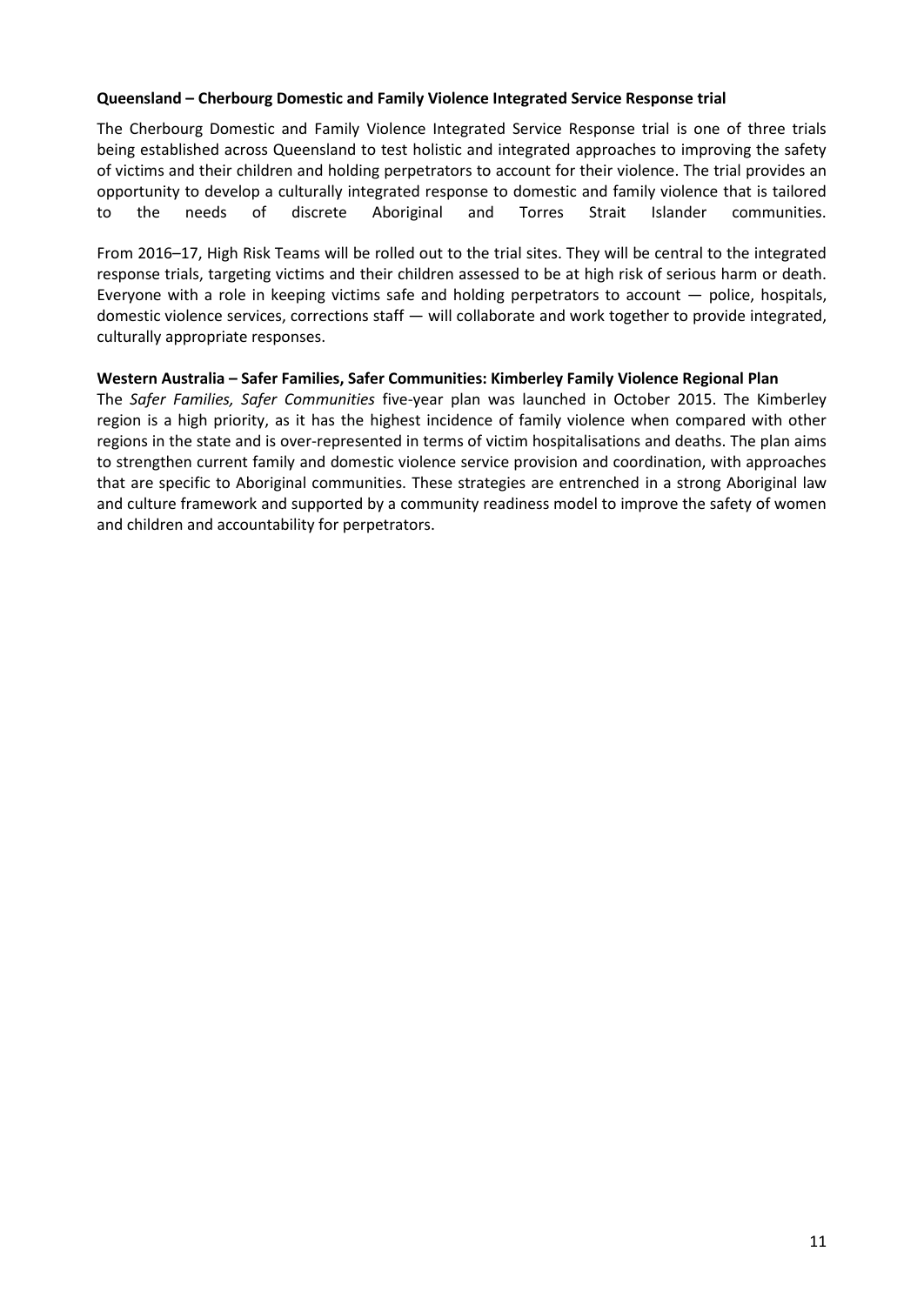**Queensland – Cherbourg Domestic and Family Violence Integrated Service Response trial**

The Cherbourg Domestic and Family Violence Integrated Service Response trial is one of three trials being established across Queensland to test holistic and integrated approaches to improving the safety of victims and their children and holding perpetrators to account for their violence. The trial provides an opportunity to develop a culturally integrated response to domestic and family violence that is tailored to the needs of discrete Aboriginal and Torres Strait Islander communities.

From 2016–17, High Risk Teams will be rolled out to the trial sites. They will be central to the integrated response trials, targeting victims and their children assessed to be at high risk of serious harm or death. Everyone with a role in keeping victims safe and holding perpetrators to account — police, hospitals, domestic violence services, corrections staff — will collaborate and work together to provide integrated, culturally appropriate responses.

**Western Australia – Safer Families, Safer Communities: Kimberley Family Violence Regional Plan**

The *Safer Families, Safer Communities* five-year plan was launched in October 2015. The Kimberley region is a high priority, as it has the highest incidence of family violence when compared with other regions in the state and is over-represented in terms of victim hospitalisations and deaths. The plan aims to strengthen current family and domestic violence service provision and coordination, with approaches that are specific to Aboriginal communities. These strategies are entrenched in a strong Aboriginal law and culture framework and supported by a community readiness model to improve the safety of women and children and accountability for perpetrators.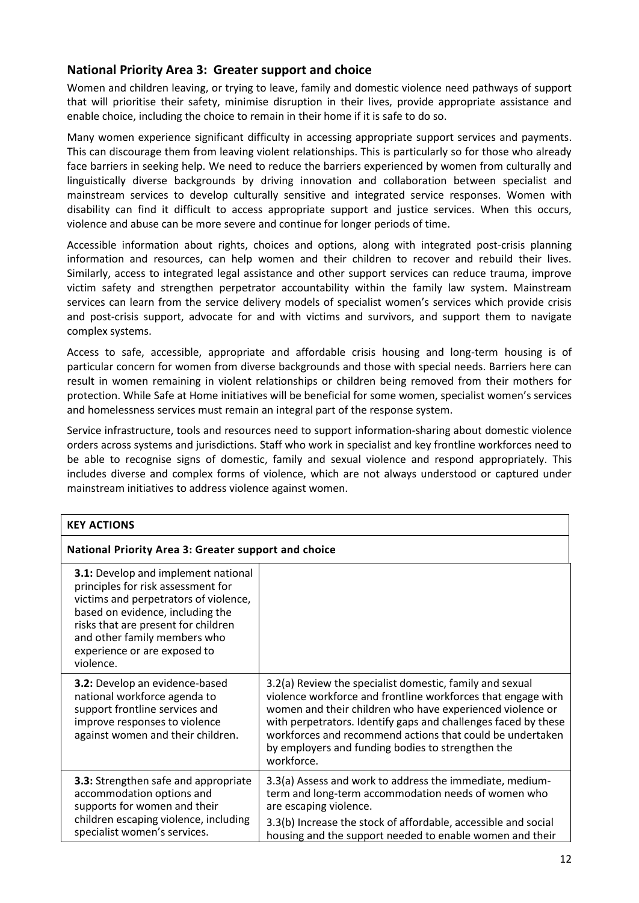## National Priority Area 3: Greater support and choice

Women and children leaving, or trying to leave, family and domestic violence need pathways of support that will prioritise their safety, minimise disruption in their lives, provide appropriate assistance and enable choice, including the choice to remain in their home if it is safe to do so.

Many women experience significant difficulty in accessing appropriate support services and payments. This can discourage them from leaving violent relationships. This is particularly so for those who already face barriers in seeking help. We need to reduce the barriers experienced by women from culturally and linguistically diverse backgrounds by driving innovation and collaboration between specialist and mainstream services to develop culturally sensitive and integrated service responses. Women with disability can find it difficult to access appropriate support and justice services. When this occurs, violence and abuse can be more severe and continue for longer periods of time.

Accessible information about rights, choices and options, along with integrated post-crisis planning information and resources, can help women and their children to recover and rebuild their lives. Similarly, access to integrated legal assistance and other support services can reduce trauma, improve victim safety and strengthen perpetrator accountability within the family law system. Mainstream services can learn from the service delivery models of specialist women's services which provide crisis and post-crisis support, advocate for and with victims and survivors, and support them to navigate complex systems.

Access to safe, accessible, appropriate and affordable crisis housing and long-term housing is of particular concern for women from diverse backgrounds and those with special needs. Barriers here can result in women remaining in violent relationships or children being removed from their mothers for protection. While Safe at Home initiatives will be beneficial for some women, specialist women's services and homelessness services must remain an integral part of the response system.

Service infrastructure, tools and resources need to support information-sharing about domestic violence orders across systems and jurisdictions. Staff who work in specialist and key frontline workforces need to be able to recognise signs of domestic, family and sexual violence and respond appropriately. This includes diverse and complex forms of violence, which are not always understood or captured under mainstream initiatives to address violence against women.

| **KEY ACTIONS** | |
|---|---|
| **National Priority Area 3: Greater support and choice** | |
| **3.1:** Develop and implement national principles for risk assessment for victims and perpetrators of violence, based on evidence, including the risks that are present for children and other family members who experience or are exposed to violence. | |
| **3.2:** Develop an evidence-based national workforce agenda to support frontline services and improve responses to violence against women and their children. | 3.2(a) Review the specialist domestic, family and sexual violence workforce and frontline workforces that engage with women and their children who have experienced violence or with perpetrators. Identify gaps and challenges faced by these workforces and recommend actions that could be undertaken by employers and funding bodies to strengthen the workforce. |
| **3.3:** Strengthen safe and appropriate accommodation options and supports for women and their children escaping violence, including specialist women's services. | 3.3(a) Assess and work to address the immediate, medium-term and long-term accommodation needs of women who are escaping violence.<br>3.3(b) Increase the stock of affordable, accessible and social housing and the support needed to enable women and their |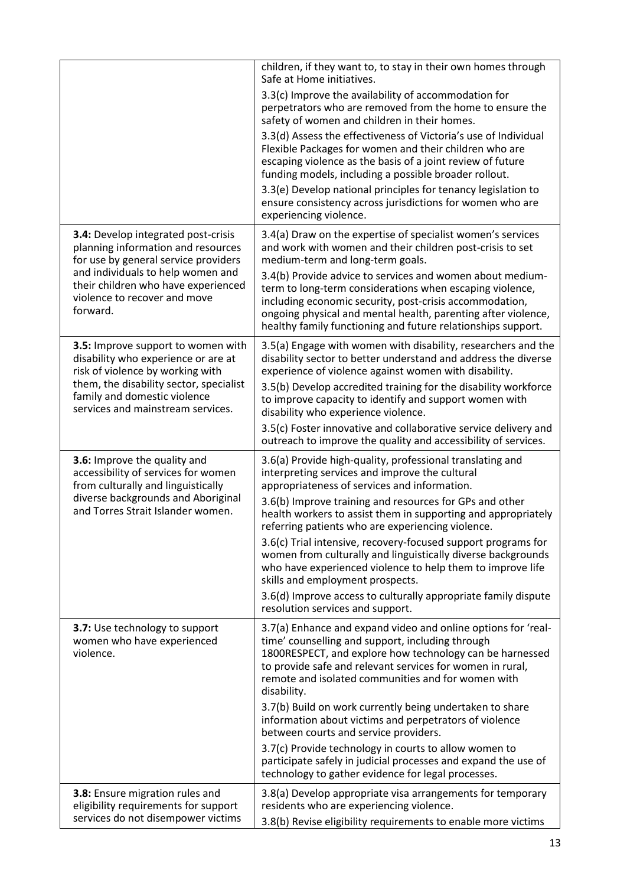| | |
|---|---|
| | children, if they want to, to stay in their own homes through Safe at Home initiatives.<br>3.3(c) Improve the availability of accommodation for perpetrators who are removed from the home to ensure the safety of women and children in their homes.<br>3.3(d) Assess the effectiveness of Victoria's use of Individual Flexible Packages for women and their children who are escaping violence as the basis of a joint review of future funding models, including a possible broader rollout.<br>3.3(e) Develop national principles for tenancy legislation to ensure consistency across jurisdictions for women who are experiencing violence. |
| **3.4:** Develop integrated post-crisis planning information and resources for use by general service providers and individuals to help women and their children who have experienced violence to recover and move forward. | 3.4(a) Draw on the expertise of specialist women's services and work with women and their children post-crisis to set medium-term and long-term goals.<br>3.4(b) Provide advice to services and women about medium-term to long-term considerations when escaping violence, including economic security, post-crisis accommodation, ongoing physical and mental health, parenting after violence, healthy family functioning and future relationships support. |
| **3.5:** Improve support to women with disability who experience or are at risk of violence by working with them, the disability sector, specialist family and domestic violence services and mainstream services. | 3.5(a) Engage with women with disability, researchers and the disability sector to better understand and address the diverse experience of violence against women with disability.<br>3.5(b) Develop accredited training for the disability workforce to improve capacity to identify and support women with disability who experience violence.<br>3.5(c) Foster innovative and collaborative service delivery and outreach to improve the quality and accessibility of services. |
| **3.6:** Improve the quality and accessibility of services for women from culturally and linguistically diverse backgrounds and Aboriginal and Torres Strait Islander women. | 3.6(a) Provide high-quality, professional translating and interpreting services and improve the cultural appropriateness of services and information.<br>3.6(b) Improve training and resources for GPs and other health workers to assist them in supporting and appropriately referring patients who are experiencing violence.<br>3.6(c) Trial intensive, recovery-focused support programs for women from culturally and linguistically diverse backgrounds who have experienced violence to help them to improve life skills and employment prospects.<br>3.6(d) Improve access to culturally appropriate family dispute resolution services and support. |
| **3.7:** Use technology to support women who have experienced violence. | 3.7(a) Enhance and expand video and online options for 'real-time' counselling and support, including through 1800RESPECT, and explore how technology can be harnessed to provide safe and relevant services for women in rural, remote and isolated communities and for women with disability.<br>3.7(b) Build on work currently being undertaken to share information about victims and perpetrators of violence between courts and service providers.<br>3.7(c) Provide technology in courts to allow women to participate safely in judicial processes and expand the use of technology to gather evidence for legal processes. |
| **3.8:** Ensure migration rules and eligibility requirements for support services do not disempower victims | 3.8(a) Develop appropriate visa arrangements for temporary residents who are experiencing violence.<br>3.8(b) Revise eligibility requirements to enable more victims |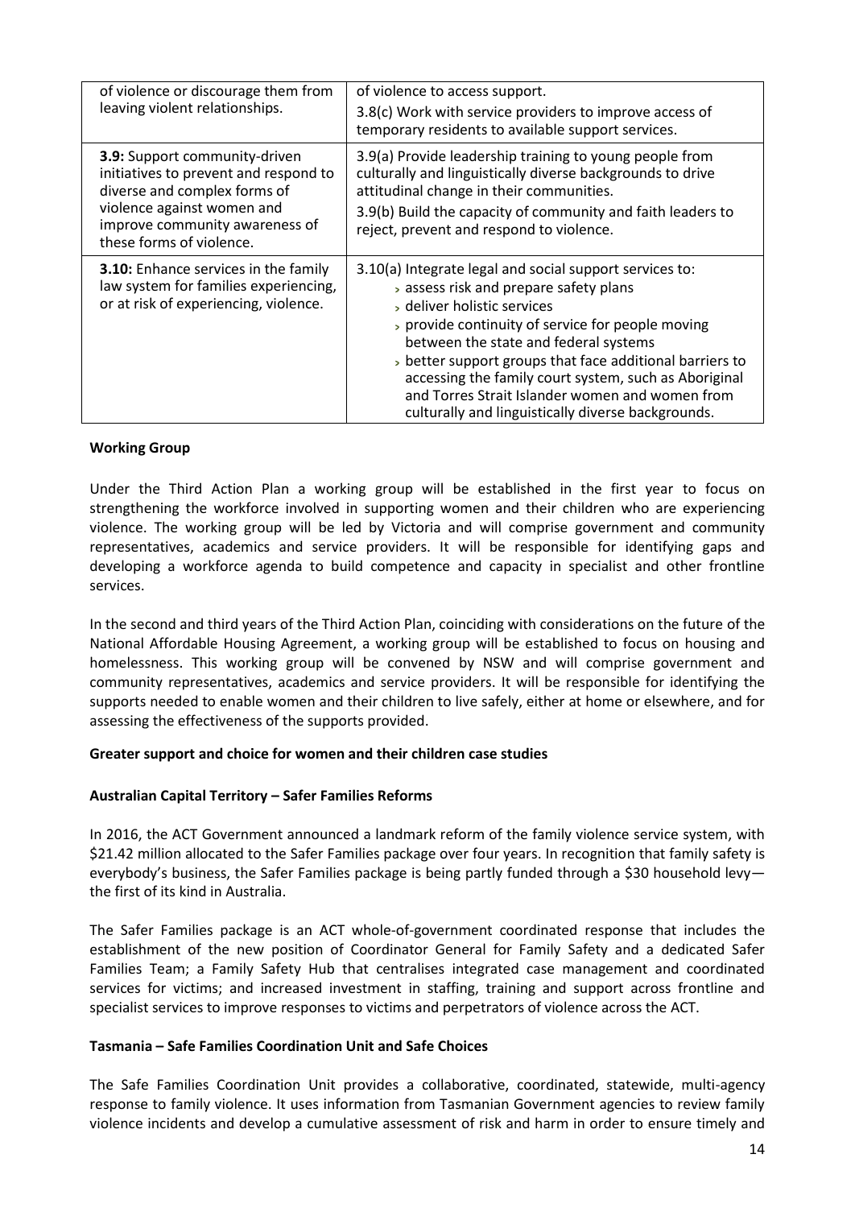| | |
|---|---|
| of violence or discourage them from leaving violent relationships. | of violence to access support.<br>3.8(c) Work with service providers to improve access of temporary residents to available support services. |
| **3.9:** Support community-driven initiatives to prevent and respond to diverse and complex forms of violence against women and improve community awareness of these forms of violence. | 3.9(a) Provide leadership training to young people from culturally and linguistically diverse backgrounds to drive attitudinal change in their communities.<br>3.9(b) Build the capacity of community and faith leaders to reject, prevent and respond to violence. |
| **3.10:** Enhance services in the family law system for families experiencing, or at risk of experiencing, violence. | 3.10(a) Integrate legal and social support services to:<br>› assess risk and prepare safety plans<br>› deliver holistic services<br>› provide continuity of service for people moving between the state and federal systems<br>› better support groups that face additional barriers to accessing the family court system, such as Aboriginal and Torres Strait Islander women and women from culturally and linguistically diverse backgrounds. |

**Working Group**

Under the Third Action Plan a working group will be established in the first year to focus on strengthening the workforce involved in supporting women and their children who are experiencing violence. The working group will be led by Victoria and will comprise government and community representatives, academics and service providers. It will be responsible for identifying gaps and developing a workforce agenda to build competence and capacity in specialist and other frontline services.

In the second and third years of the Third Action Plan, coinciding with considerations on the future of the National Affordable Housing Agreement, a working group will be established to focus on housing and homelessness. This working group will be convened by NSW and will comprise government and community representatives, academics and service providers. It will be responsible for identifying the supports needed to enable women and their children to live safely, either at home or elsewhere, and for assessing the effectiveness of the supports provided.

**Greater support and choice for women and their children case studies**

**Australian Capital Territory – Safer Families Reforms**

In 2016, the ACT Government announced a landmark reform of the family violence service system, with $21.42 million allocated to the Safer Families package over four years. In recognition that family safety is everybody's business, the Safer Families package is being partly funded through a $30 household levy—the first of its kind in Australia.

The Safer Families package is an ACT whole-of-government coordinated response that includes the establishment of the new position of Coordinator General for Family Safety and a dedicated Safer Families Team; a Family Safety Hub that centralises integrated case management and coordinated services for victims; and increased investment in staffing, training and support across frontline and specialist services to improve responses to victims and perpetrators of violence across the ACT.

**Tasmania – Safe Families Coordination Unit and Safe Choices**

The Safe Families Coordination Unit provides a collaborative, coordinated, statewide, multi-agency response to family violence. It uses information from Tasmanian Government agencies to review family violence incidents and develop a cumulative assessment of risk and harm in order to ensure timely and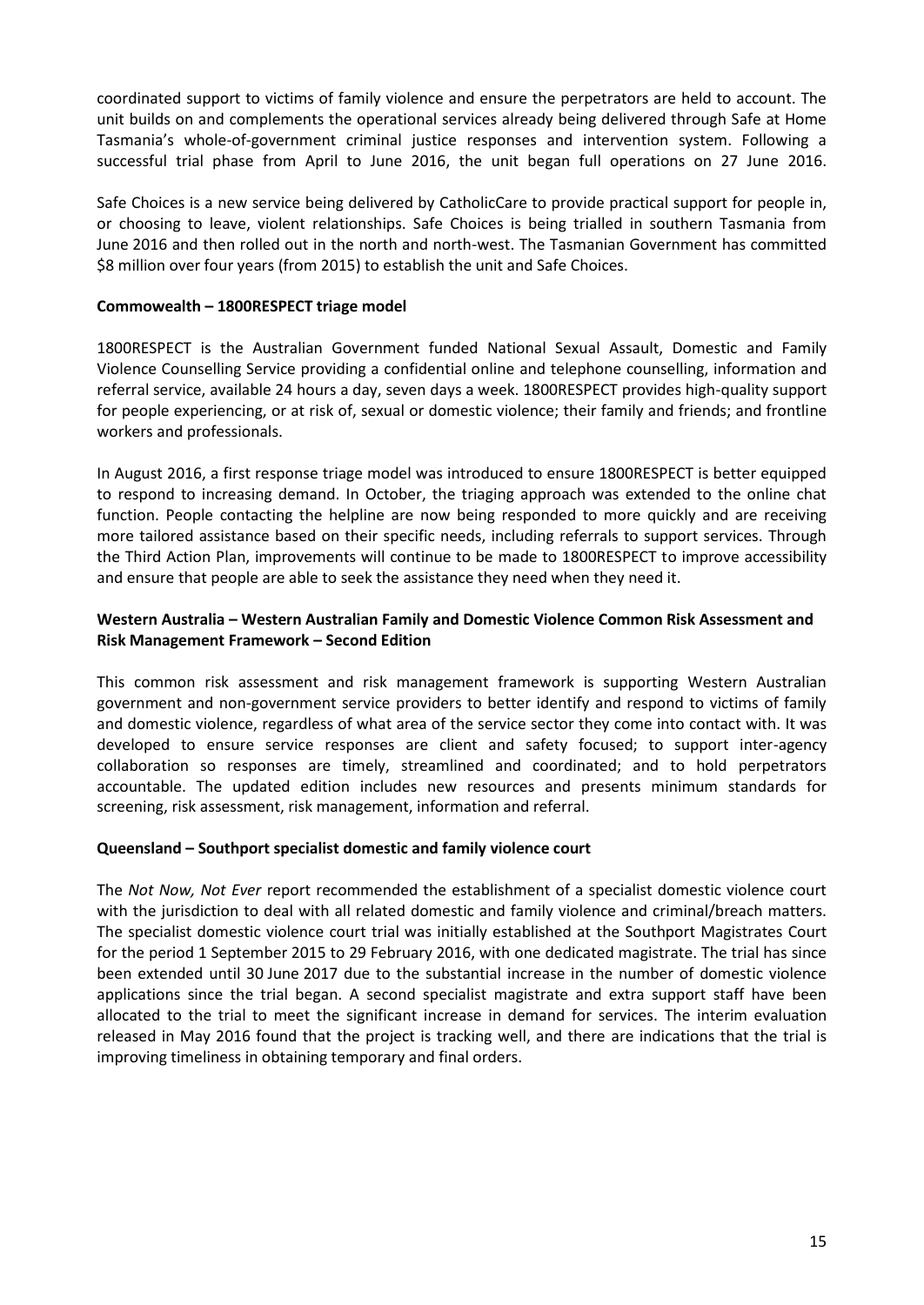coordinated support to victims of family violence and ensure the perpetrators are held to account. The unit builds on and complements the operational services already being delivered through Safe at Home Tasmania's whole-of-government criminal justice responses and intervention system. Following a successful trial phase from April to June 2016, the unit began full operations on 27 June 2016.

Safe Choices is a new service being delivered by CatholicCare to provide practical support for people in, or choosing to leave, violent relationships. Safe Choices is being trialled in southern Tasmania from June 2016 and then rolled out in the north and north-west. The Tasmanian Government has committed $8 million over four years (from 2015) to establish the unit and Safe Choices.

**Commowealth – 1800RESPECT triage model**

1800RESPECT is the Australian Government funded National Sexual Assault, Domestic and Family Violence Counselling Service providing a confidential online and telephone counselling, information and referral service, available 24 hours a day, seven days a week. 1800RESPECT provides high-quality support for people experiencing, or at risk of, sexual or domestic violence; their family and friends; and frontline workers and professionals.

In August 2016, a first response triage model was introduced to ensure 1800RESPECT is better equipped to respond to increasing demand. In October, the triaging approach was extended to the online chat function. People contacting the helpline are now being responded to more quickly and are receiving more tailored assistance based on their specific needs, including referrals to support services. Through the Third Action Plan, improvements will continue to be made to 1800RESPECT to improve accessibility and ensure that people are able to seek the assistance they need when they need it.

**Western Australia – Western Australian Family and Domestic Violence Common Risk Assessment and Risk Management Framework – Second Edition**

This common risk assessment and risk management framework is supporting Western Australian government and non-government service providers to better identify and respond to victims of family and domestic violence, regardless of what area of the service sector they come into contact with. It was developed to ensure service responses are client and safety focused; to support inter-agency collaboration so responses are timely, streamlined and coordinated; and to hold perpetrators accountable. The updated edition includes new resources and presents minimum standards for screening, risk assessment, risk management, information and referral.

**Queensland – Southport specialist domestic and family violence court**

The *Not Now, Not Ever* report recommended the establishment of a specialist domestic violence court with the jurisdiction to deal with all related domestic and family violence and criminal/breach matters. The specialist domestic violence court trial was initially established at the Southport Magistrates Court for the period 1 September 2015 to 29 February 2016, with one dedicated magistrate. The trial has since been extended until 30 June 2017 due to the substantial increase in the number of domestic violence applications since the trial began. A second specialist magistrate and extra support staff have been allocated to the trial to meet the significant increase in demand for services. The interim evaluation released in May 2016 found that the project is tracking well, and there are indications that the trial is improving timeliness in obtaining temporary and final orders.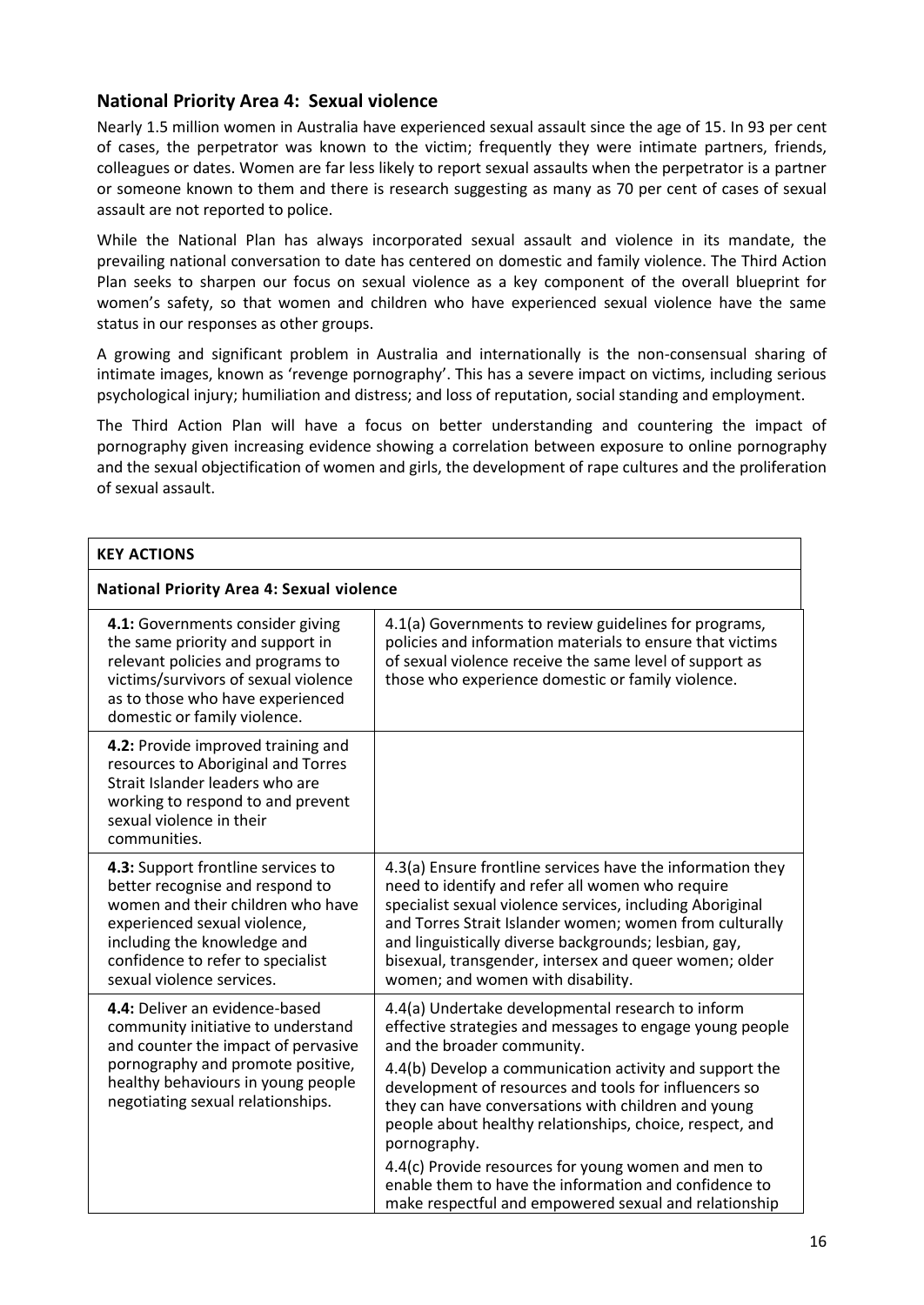## National Priority Area 4: Sexual violence

Nearly 1.5 million women in Australia have experienced sexual assault since the age of 15. In 93 per cent of cases, the perpetrator was known to the victim; frequently they were intimate partners, friends, colleagues or dates. Women are far less likely to report sexual assaults when the perpetrator is a partner or someone known to them and there is research suggesting as many as 70 per cent of cases of sexual assault are not reported to police.

While the National Plan has always incorporated sexual assault and violence in its mandate, the prevailing national conversation to date has centered on domestic and family violence. The Third Action Plan seeks to sharpen our focus on sexual violence as a key component of the overall blueprint for women's safety, so that women and children who have experienced sexual violence have the same status in our responses as other groups.

A growing and significant problem in Australia and internationally is the non-consensual sharing of intimate images, known as 'revenge pornography'. This has a severe impact on victims, including serious psychological injury; humiliation and distress; and loss of reputation, social standing and employment.

The Third Action Plan will have a focus on better understanding and countering the impact of pornography given increasing evidence showing a correlation between exposure to online pornography and the sexual objectification of women and girls, the development of rape cultures and the proliferation of sexual assault.

| **KEY ACTIONS** | |
|---|---|
| **National Priority Area 4: Sexual violence** | |
| **4.1:** Governments consider giving the same priority and support in relevant policies and programs to victims/survivors of sexual violence as to those who have experienced domestic or family violence. | 4.1(a) Governments to review guidelines for programs, policies and information materials to ensure that victims of sexual violence receive the same level of support as those who experience domestic or family violence. |
| **4.2:** Provide improved training and resources to Aboriginal and Torres Strait Islander leaders who are working to respond to and prevent sexual violence in their communities. | |
| **4.3:** Support frontline services to better recognise and respond to women and their children who have experienced sexual violence, including the knowledge and confidence to refer to specialist sexual violence services. | 4.3(a) Ensure frontline services have the information they need to identify and refer all women who require specialist sexual violence services, including Aboriginal and Torres Strait Islander women; women from culturally and linguistically diverse backgrounds; lesbian, gay, bisexual, transgender, intersex and queer women; older women; and women with disability. |
| **4.4:** Deliver an evidence-based community initiative to understand and counter the impact of pervasive pornography and promote positive, healthy behaviours in young people negotiating sexual relationships. | 4.4(a) Undertake developmental research to inform effective strategies and messages to engage young people and the broader community.<br><br>4.4(b) Develop a communication activity and support the development of resources and tools for influencers so they can have conversations with children and young people about healthy relationships, choice, respect, and pornography.<br><br>4.4(c) Provide resources for young women and men to enable them to have the information and confidence to make respectful and empowered sexual and relationship |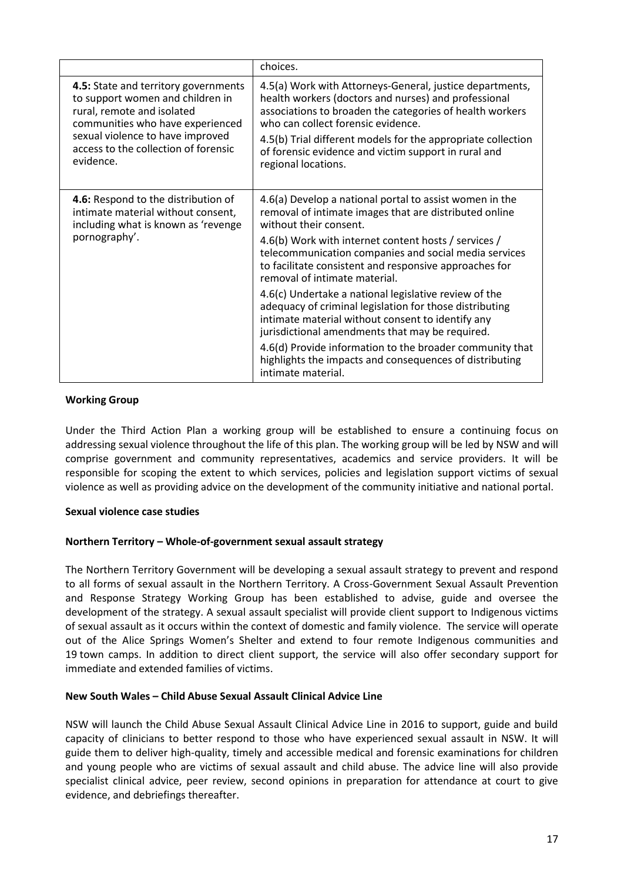| | |
|---|---|
| | choices. |
| **4.5:** State and territory governments to support women and children in rural, remote and isolated communities who have experienced sexual violence to have improved access to the collection of forensic evidence. | 4.5(a) Work with Attorneys-General, justice departments, health workers (doctors and nurses) and professional associations to broaden the categories of health workers who can collect forensic evidence.<br><br>4.5(b) Trial different models for the appropriate collection of forensic evidence and victim support in rural and regional locations. |
| **4.6:** Respond to the distribution of intimate material without consent, including what is known as 'revenge pornography'. | 4.6(a) Develop a national portal to assist women in the removal of intimate images that are distributed online without their consent.<br><br>4.6(b) Work with internet content hosts / services / telecommunication companies and social media services to facilitate consistent and responsive approaches for removal of intimate material.<br><br>4.6(c) Undertake a national legislative review of the adequacy of criminal legislation for those distributing intimate material without consent to identify any jurisdictional amendments that may be required.<br><br>4.6(d) Provide information to the broader community that highlights the impacts and consequences of distributing intimate material. |

**Working Group**

Under the Third Action Plan a working group will be established to ensure a continuing focus on addressing sexual violence throughout the life of this plan. The working group will be led by NSW and will comprise government and community representatives, academics and service providers. It will be responsible for scoping the extent to which services, policies and legislation support victims of sexual violence as well as providing advice on the development of the community initiative and national portal.

**Sexual violence case studies**

**Northern Territory – Whole-of-government sexual assault strategy**

The Northern Territory Government will be developing a sexual assault strategy to prevent and respond to all forms of sexual assault in the Northern Territory. A Cross-Government Sexual Assault Prevention and Response Strategy Working Group has been established to advise, guide and oversee the development of the strategy. A sexual assault specialist will provide client support to Indigenous victims of sexual assault as it occurs within the context of domestic and family violence. The service will operate out of the Alice Springs Women's Shelter and extend to four remote Indigenous communities and 19 town camps. In addition to direct client support, the service will also offer secondary support for immediate and extended families of victims.

**New South Wales – Child Abuse Sexual Assault Clinical Advice Line**

NSW will launch the Child Abuse Sexual Assault Clinical Advice Line in 2016 to support, guide and build capacity of clinicians to better respond to those who have experienced sexual assault in NSW. It will guide them to deliver high-quality, timely and accessible medical and forensic examinations for children and young people who are victims of sexual assault and child abuse. The advice line will also provide specialist clinical advice, peer review, second opinions in preparation for attendance at court to give evidence, and debriefings thereafter.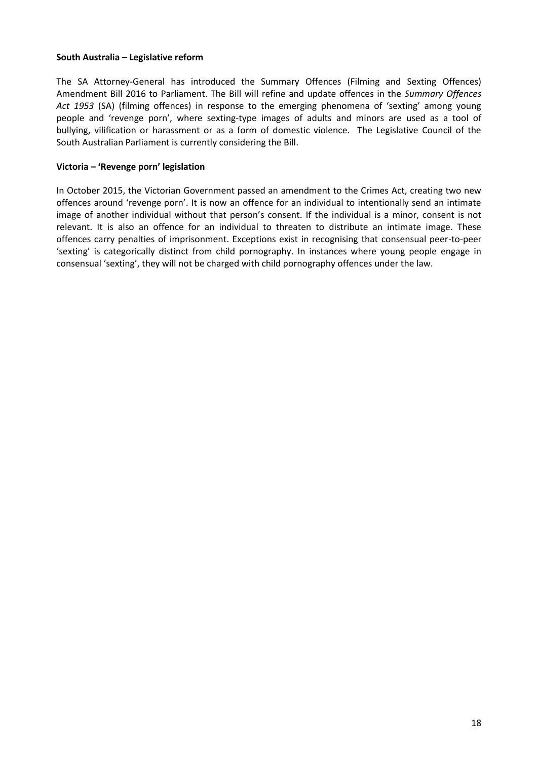**South Australia – Legislative reform**

The SA Attorney-General has introduced the Summary Offences (Filming and Sexting Offences) Amendment Bill 2016 to Parliament. The Bill will refine and update offences in the *Summary Offences Act 1953* (SA) (filming offences) in response to the emerging phenomena of 'sexting' among young people and 'revenge porn', where sexting-type images of adults and minors are used as a tool of bullying, vilification or harassment or as a form of domestic violence. The Legislative Council of the South Australian Parliament is currently considering the Bill.

**Victoria – 'Revenge porn' legislation**

In October 2015, the Victorian Government passed an amendment to the Crimes Act, creating two new offences around 'revenge porn'. It is now an offence for an individual to intentionally send an intimate image of another individual without that person's consent. If the individual is a minor, consent is not relevant. It is also an offence for an individual to threaten to distribute an intimate image. These offences carry penalties of imprisonment. Exceptions exist in recognising that consensual peer-to-peer 'sexting' is categorically distinct from child pornography. In instances where young people engage in consensual 'sexting', they will not be charged with child pornography offences under the law.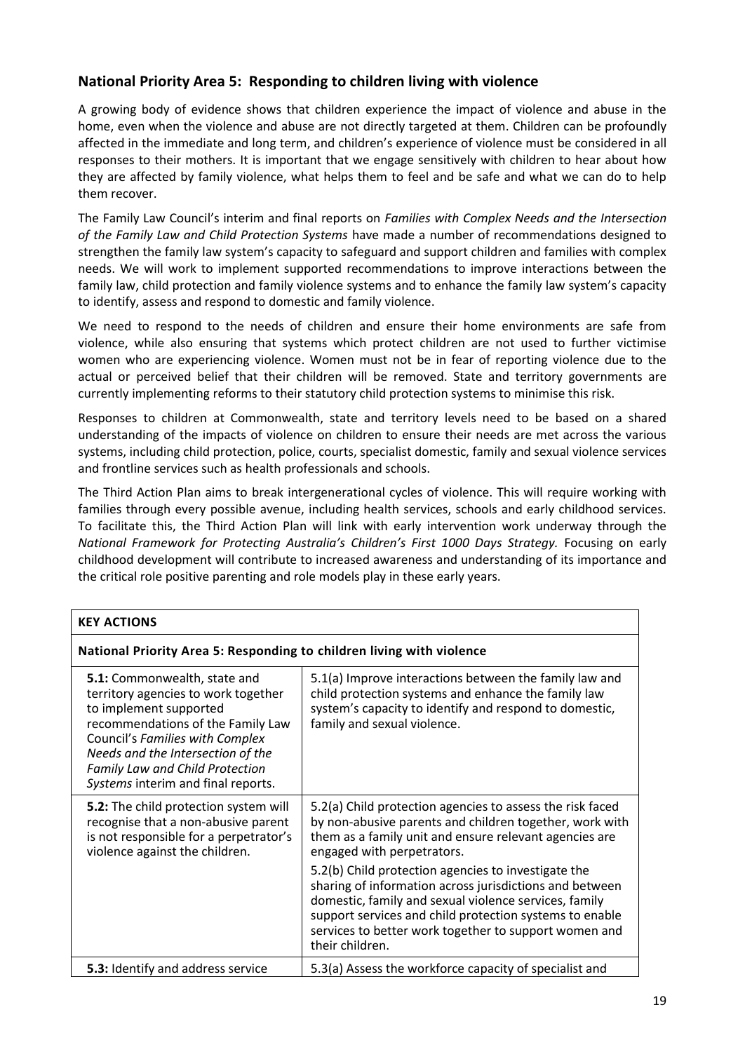## National Priority Area 5: Responding to children living with violence

A growing body of evidence shows that children experience the impact of violence and abuse in the home, even when the violence and abuse are not directly targeted at them. Children can be profoundly affected in the immediate and long term, and children's experience of violence must be considered in all responses to their mothers. It is important that we engage sensitively with children to hear about how they are affected by family violence, what helps them to feel and be safe and what we can do to help them recover.

The Family Law Council's interim and final reports on *Families with Complex Needs and the Intersection of the Family Law and Child Protection Systems* have made a number of recommendations designed to strengthen the family law system's capacity to safeguard and support children and families with complex needs. We will work to implement supported recommendations to improve interactions between the family law, child protection and family violence systems and to enhance the family law system's capacity to identify, assess and respond to domestic and family violence.

We need to respond to the needs of children and ensure their home environments are safe from violence, while also ensuring that systems which protect children are not used to further victimise women who are experiencing violence. Women must not be in fear of reporting violence due to the actual or perceived belief that their children will be removed. State and territory governments are currently implementing reforms to their statutory child protection systems to minimise this risk.

Responses to children at Commonwealth, state and territory levels need to be based on a shared understanding of the impacts of violence on children to ensure their needs are met across the various systems, including child protection, police, courts, specialist domestic, family and sexual violence services and frontline services such as health professionals and schools.

The Third Action Plan aims to break intergenerational cycles of violence. This will require working with families through every possible avenue, including health services, schools and early childhood services. To facilitate this, the Third Action Plan will link with early intervention work underway through the *National Framework for Protecting Australia's Children's First 1000 Days Strategy.* Focusing on early childhood development will contribute to increased awareness and understanding of its importance and the critical role positive parenting and role models play in these early years.

| **KEY ACTIONS** | |
|---|---|
| **National Priority Area 5: Responding to children living with violence** | |
| **5.1:** Commonwealth, state and territory agencies to work together to implement supported recommendations of the Family Law Council's *Families with Complex Needs and the Intersection of the Family Law and Child Protection Systems* interim and final reports. | 5.1(a) Improve interactions between the family law and child protection systems and enhance the family law system's capacity to identify and respond to domestic, family and sexual violence. |
| **5.2:** The child protection system will recognise that a non-abusive parent is not responsible for a perpetrator's violence against the children. | 5.2(a) Child protection agencies to assess the risk faced by non-abusive parents and children together, work with them as a family unit and ensure relevant agencies are engaged with perpetrators.<br><br>5.2(b) Child protection agencies to investigate the sharing of information across jurisdictions and between domestic, family and sexual violence services, family support services and child protection systems to enable services to better work together to support women and their children. |
| **5.3:** Identify and address service | 5.3(a) Assess the workforce capacity of specialist and |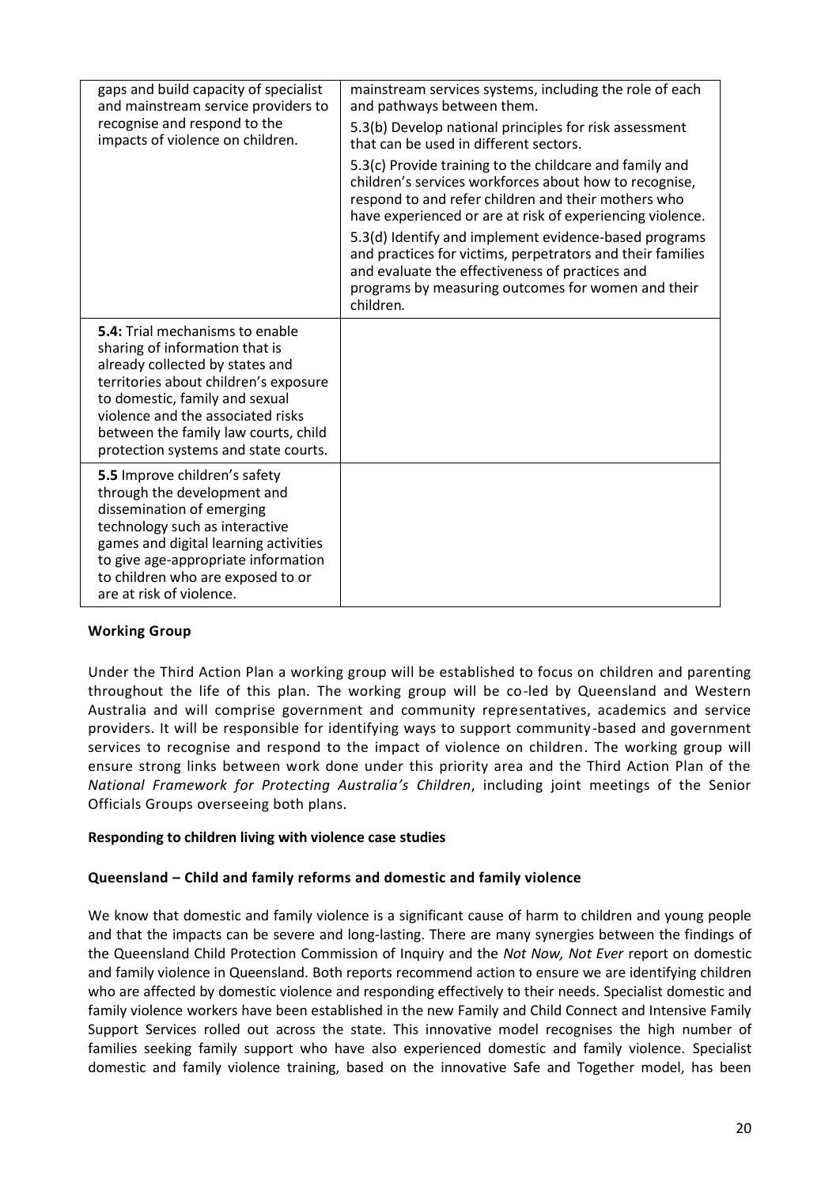| | |
|---|---|
| gaps and build capacity of specialist and mainstream service providers to recognise and respond to the impacts of violence on children. | mainstream services systems, including the role of each and pathways between them.<br><br>5.3(b) Develop national principles for risk assessment that can be used in different sectors.<br><br>5.3(c) Provide training to the childcare and family and children's services workforces about how to recognise, respond to and refer children and their mothers who have experienced or are at risk of experiencing violence.<br><br>5.3(d) Identify and implement evidence-based programs and practices for victims, perpetrators and their families and evaluate the effectiveness of practices and programs by measuring outcomes for women and their children. |
| **5.4:** Trial mechanisms to enable sharing of information that is already collected by states and territories about children's exposure to domestic, family and sexual violence and the associated risks between the family law courts, child protection systems and state courts. | |
| **5.5** Improve children's safety through the development and dissemination of emerging technology such as interactive games and digital learning activities to give age-appropriate information to children who are exposed to or are at risk of violence. | |

**Working Group**

Under the Third Action Plan a working group will be established to focus on children and parenting throughout the life of this plan. The working group will be co-led by Queensland and Western Australia and will comprise government and community representatives, academics and service providers. It will be responsible for identifying ways to support community-based and government services to recognise and respond to the impact of violence on children. The working group will ensure strong links between work done under this priority area and the Third Action Plan of the *National Framework for Protecting Australia's Children*, including joint meetings of the Senior Officials Groups overseeing both plans.

**Responding to children living with violence case studies**

**Queensland – Child and family reforms and domestic and family violence**

We know that domestic and family violence is a significant cause of harm to children and young people and that the impacts can be severe and long-lasting. There are many synergies between the findings of the Queensland Child Protection Commission of Inquiry and the *Not Now, Not Ever* report on domestic and family violence in Queensland. Both reports recommend action to ensure we are identifying children who are affected by domestic violence and responding effectively to their needs. Specialist domestic and family violence workers have been established in the new Family and Child Connect and Intensive Family Support Services rolled out across the state. This innovative model recognises the high number of families seeking family support who have also experienced domestic and family violence. Specialist domestic and family violence training, based on the innovative Safe and Together model, has been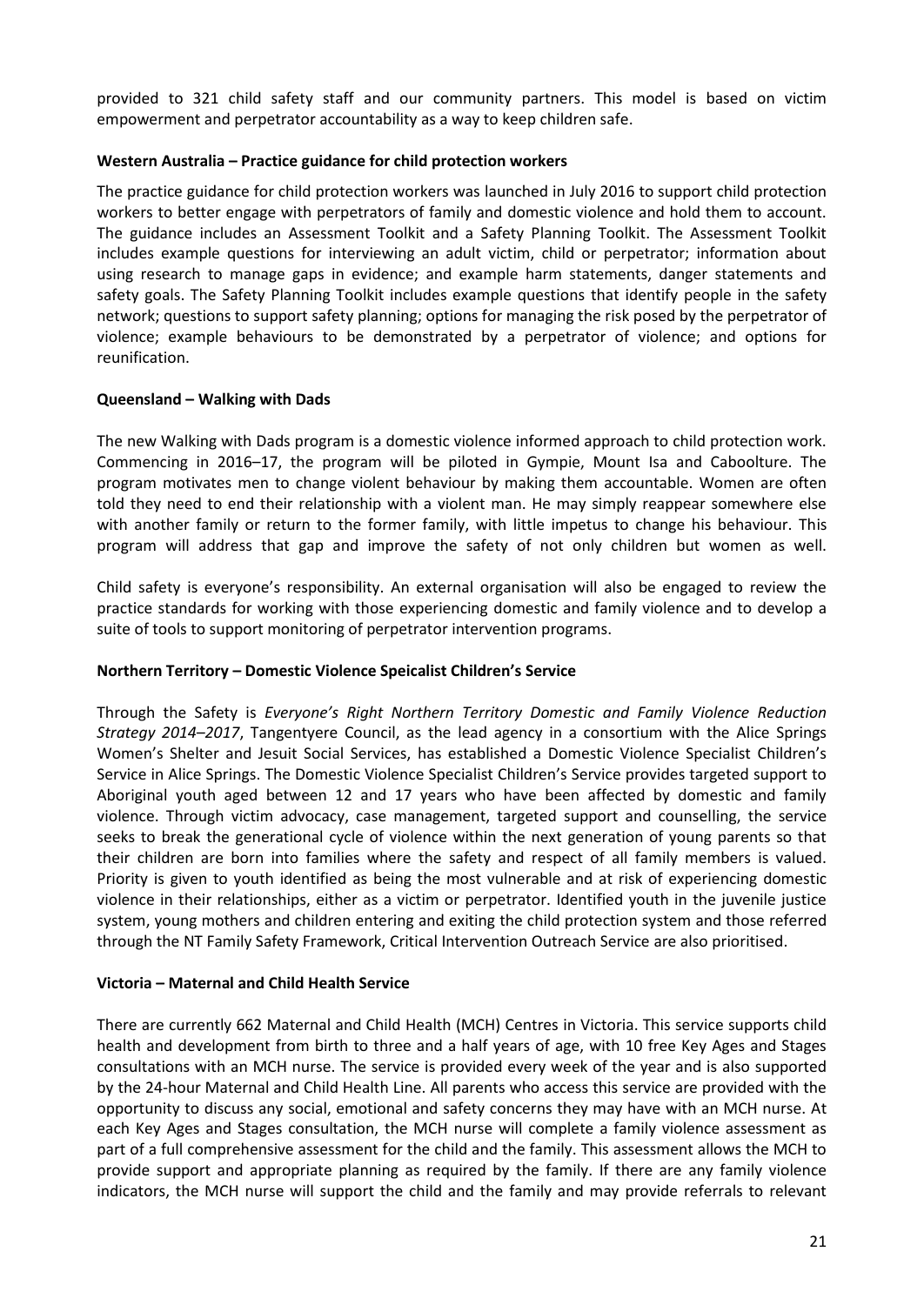provided to 321 child safety staff and our community partners. This model is based on victim empowerment and perpetrator accountability as a way to keep children safe.

**Western Australia – Practice guidance for child protection workers**

The practice guidance for child protection workers was launched in July 2016 to support child protection workers to better engage with perpetrators of family and domestic violence and hold them to account. The guidance includes an Assessment Toolkit and a Safety Planning Toolkit. The Assessment Toolkit includes example questions for interviewing an adult victim, child or perpetrator; information about using research to manage gaps in evidence; and example harm statements, danger statements and safety goals. The Safety Planning Toolkit includes example questions that identify people in the safety network; questions to support safety planning; options for managing the risk posed by the perpetrator of violence; example behaviours to be demonstrated by a perpetrator of violence; and options for reunification.

**Queensland – Walking with Dads**

The new Walking with Dads program is a domestic violence informed approach to child protection work. Commencing in 2016–17, the program will be piloted in Gympie, Mount Isa and Caboolture. The program motivates men to change violent behaviour by making them accountable. Women are often told they need to end their relationship with a violent man. He may simply reappear somewhere else with another family or return to the former family, with little impetus to change his behaviour. This program will address that gap and improve the safety of not only children but women as well.

Child safety is everyone's responsibility. An external organisation will also be engaged to review the practice standards for working with those experiencing domestic and family violence and to develop a suite of tools to support monitoring of perpetrator intervention programs.

**Northern Territory – Domestic Violence Speicalist Children's Service**

Through the Safety is *Everyone's Right Northern Territory Domestic and Family Violence Reduction Strategy 2014–2017*, Tangentyere Council, as the lead agency in a consortium with the Alice Springs Women's Shelter and Jesuit Social Services, has established a Domestic Violence Specialist Children's Service in Alice Springs. The Domestic Violence Specialist Children's Service provides targeted support to Aboriginal youth aged between 12 and 17 years who have been affected by domestic and family violence. Through victim advocacy, case management, targeted support and counselling, the service seeks to break the generational cycle of violence within the next generation of young parents so that their children are born into families where the safety and respect of all family members is valued. Priority is given to youth identified as being the most vulnerable and at risk of experiencing domestic violence in their relationships, either as a victim or perpetrator. Identified youth in the juvenile justice system, young mothers and children entering and exiting the child protection system and those referred through the NT Family Safety Framework, Critical Intervention Outreach Service are also prioritised.

**Victoria – Maternal and Child Health Service**

There are currently 662 Maternal and Child Health (MCH) Centres in Victoria. This service supports child health and development from birth to three and a half years of age, with 10 free Key Ages and Stages consultations with an MCH nurse. The service is provided every week of the year and is also supported by the 24-hour Maternal and Child Health Line. All parents who access this service are provided with the opportunity to discuss any social, emotional and safety concerns they may have with an MCH nurse. At each Key Ages and Stages consultation, the MCH nurse will complete a family violence assessment as part of a full comprehensive assessment for the child and the family. This assessment allows the MCH to provide support and appropriate planning as required by the family. If there are any family violence indicators, the MCH nurse will support the child and the family and may provide referrals to relevant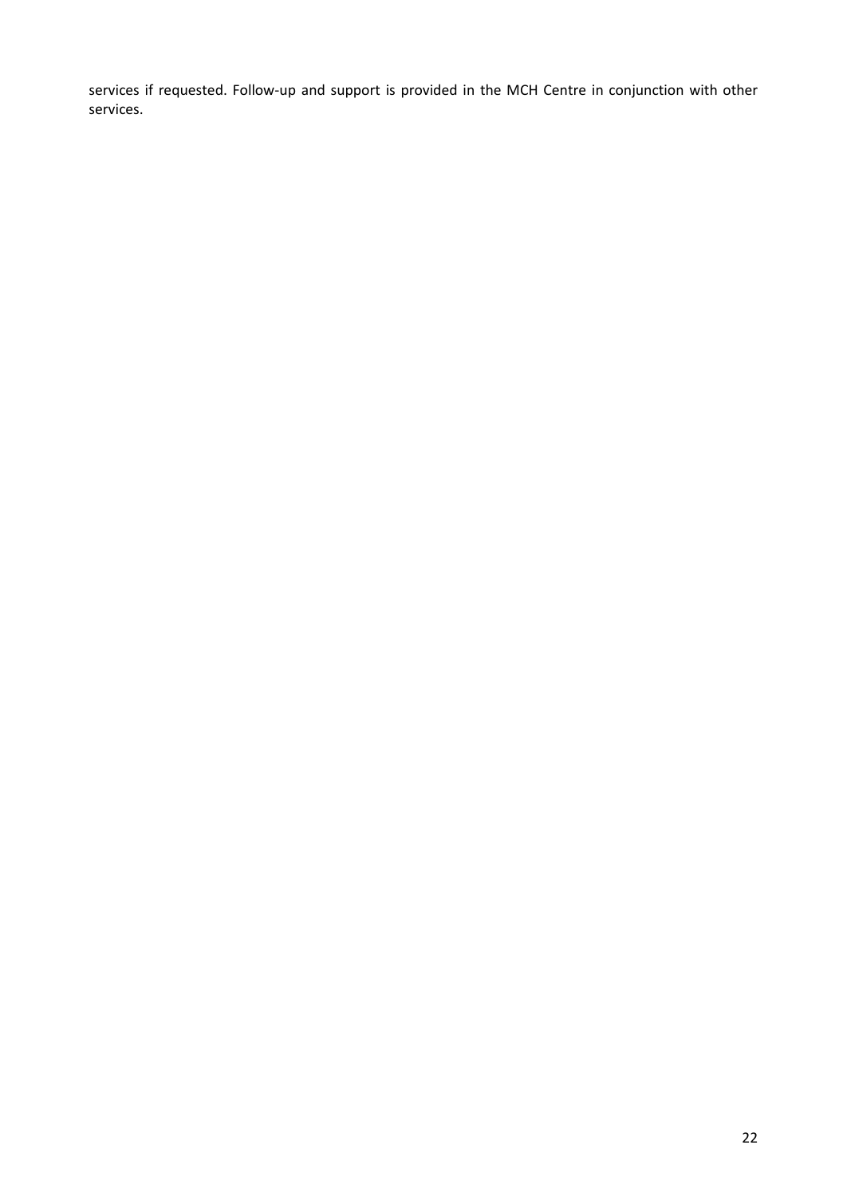services if requested. Follow-up and support is provided in the MCH Centre in conjunction with other services.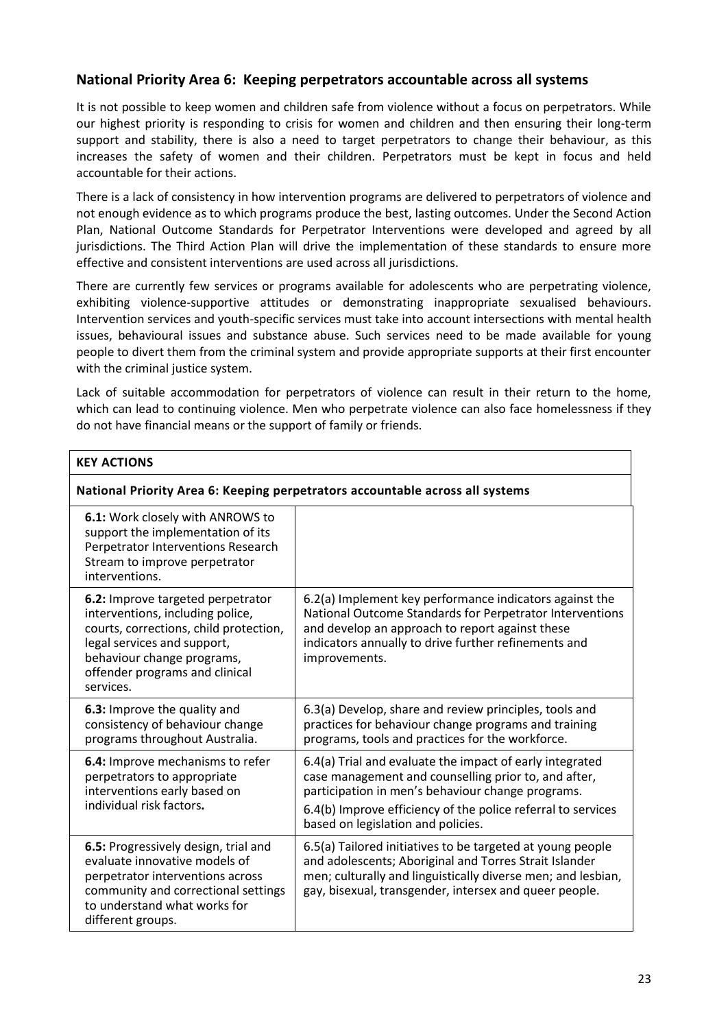## National Priority Area 6: Keeping perpetrators accountable across all systems

It is not possible to keep women and children safe from violence without a focus on perpetrators. While our highest priority is responding to crisis for women and children and then ensuring their long-term support and stability, there is also a need to target perpetrators to change their behaviour, as this increases the safety of women and their children. Perpetrators must be kept in focus and held accountable for their actions.

There is a lack of consistency in how intervention programs are delivered to perpetrators of violence and not enough evidence as to which programs produce the best, lasting outcomes. Under the Second Action Plan, National Outcome Standards for Perpetrator Interventions were developed and agreed by all jurisdictions. The Third Action Plan will drive the implementation of these standards to ensure more effective and consistent interventions are used across all jurisdictions.

There are currently few services or programs available for adolescents who are perpetrating violence, exhibiting violence-supportive attitudes or demonstrating inappropriate sexualised behaviours. Intervention services and youth-specific services must take into account intersections with mental health issues, behavioural issues and substance abuse. Such services need to be made available for young people to divert them from the criminal system and provide appropriate supports at their first encounter with the criminal justice system.

Lack of suitable accommodation for perpetrators of violence can result in their return to the home, which can lead to continuing violence. Men who perpetrate violence can also face homelessness if they do not have financial means or the support of family or friends.

| **KEY ACTIONS** | |
|---|---|
| **National Priority Area 6: Keeping perpetrators accountable across all systems** | |
| **6.1:** Work closely with ANROWS to support the implementation of its Perpetrator Interventions Research Stream to improve perpetrator interventions. | |
| **6.2:** Improve targeted perpetrator interventions, including police, courts, corrections, child protection, legal services and support, behaviour change programs, offender programs and clinical services. | 6.2(a) Implement key performance indicators against the National Outcome Standards for Perpetrator Interventions and develop an approach to report against these indicators annually to drive further refinements and improvements. |
| **6.3:** Improve the quality and consistency of behaviour change programs throughout Australia. | 6.3(a) Develop, share and review principles, tools and practices for behaviour change programs and training programs, tools and practices for the workforce. |
| **6.4:** Improve mechanisms to refer perpetrators to appropriate interventions early based on individual risk factors**.** | 6.4(a) Trial and evaluate the impact of early integrated case management and counselling prior to, and after, participation in men's behaviour change programs.<br>6.4(b) Improve efficiency of the police referral to services based on legislation and policies. |
| **6.5:** Progressively design, trial and evaluate innovative models of perpetrator interventions across community and correctional settings to understand what works for different groups. | 6.5(a) Tailored initiatives to be targeted at young people and adolescents; Aboriginal and Torres Strait Islander men; culturally and linguistically diverse men; and lesbian, gay, bisexual, transgender, intersex and queer people. |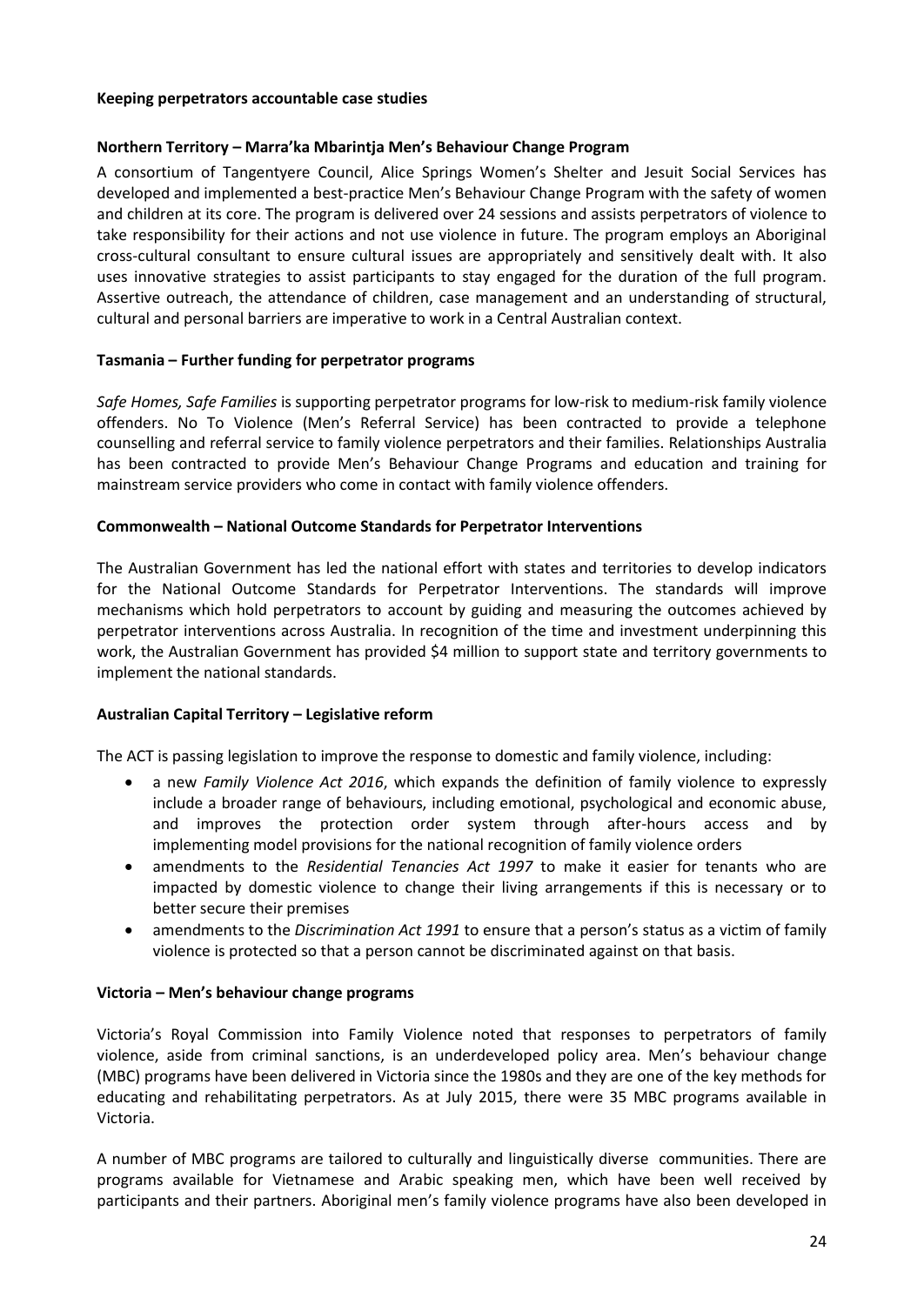**Keeping perpetrators accountable case studies**

**Northern Territory – Marra'ka Mbarintja Men's Behaviour Change Program**

A consortium of Tangentyere Council, Alice Springs Women's Shelter and Jesuit Social Services has developed and implemented a best-practice Men's Behaviour Change Program with the safety of women and children at its core. The program is delivered over 24 sessions and assists perpetrators of violence to take responsibility for their actions and not use violence in future. The program employs an Aboriginal cross-cultural consultant to ensure cultural issues are appropriately and sensitively dealt with. It also uses innovative strategies to assist participants to stay engaged for the duration of the full program. Assertive outreach, the attendance of children, case management and an understanding of structural, cultural and personal barriers are imperative to work in a Central Australian context.

**Tasmania – Further funding for perpetrator programs**

*Safe Homes, Safe Families* is supporting perpetrator programs for low-risk to medium-risk family violence offenders. No To Violence (Men's Referral Service) has been contracted to provide a telephone counselling and referral service to family violence perpetrators and their families. Relationships Australia has been contracted to provide Men's Behaviour Change Programs and education and training for mainstream service providers who come in contact with family violence offenders.

**Commonwealth – National Outcome Standards for Perpetrator Interventions**

The Australian Government has led the national effort with states and territories to develop indicators for the National Outcome Standards for Perpetrator Interventions. The standards will improve mechanisms which hold perpetrators to account by guiding and measuring the outcomes achieved by perpetrator interventions across Australia. In recognition of the time and investment underpinning this work, the Australian Government has provided $4 million to support state and territory governments to implement the national standards.

**Australian Capital Territory – Legislative reform**

The ACT is passing legislation to improve the response to domestic and family violence, including:

- a new *Family Violence Act 2016*, which expands the definition of family violence to expressly include a broader range of behaviours, including emotional, psychological and economic abuse, and improves the protection order system through after-hours access and by implementing model provisions for the national recognition of family violence orders
- amendments to the *Residential Tenancies Act 1997* to make it easier for tenants who are impacted by domestic violence to change their living arrangements if this is necessary or to better secure their premises
- amendments to the *Discrimination Act 1991* to ensure that a person's status as a victim of family violence is protected so that a person cannot be discriminated against on that basis.

**Victoria – Men's behaviour change programs**

Victoria's Royal Commission into Family Violence noted that responses to perpetrators of family violence, aside from criminal sanctions, is an underdeveloped policy area. Men's behaviour change (MBC) programs have been delivered in Victoria since the 1980s and they are one of the key methods for educating and rehabilitating perpetrators. As at July 2015, there were 35 MBC programs available in Victoria.

A number of MBC programs are tailored to culturally and linguistically diverse communities. There are programs available for Vietnamese and Arabic speaking men, which have been well received by participants and their partners. Aboriginal men's family violence programs have also been developed in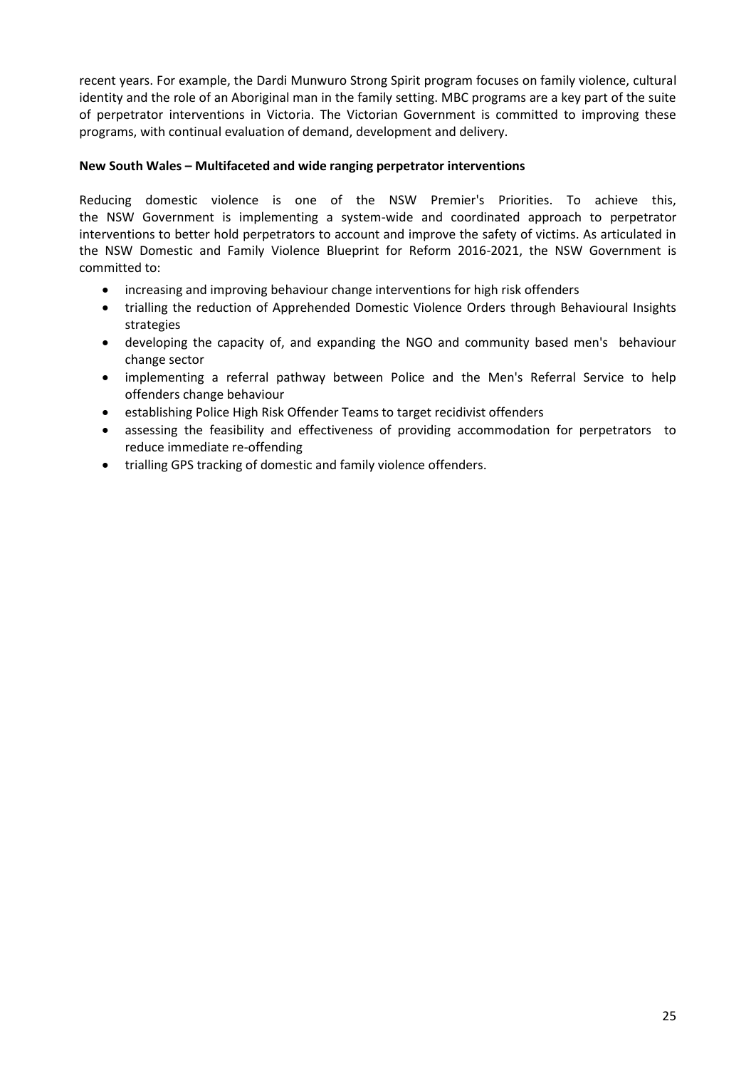recent years. For example, the Dardi Munwuro Strong Spirit program focuses on family violence, cultural identity and the role of an Aboriginal man in the family setting. MBC programs are a key part of the suite of perpetrator interventions in Victoria. The Victorian Government is committed to improving these programs, with continual evaluation of demand, development and delivery.

**New South Wales – Multifaceted and wide ranging perpetrator interventions**

Reducing domestic violence is one of the NSW Premier's Priorities. To achieve this, the NSW Government is implementing a system-wide and coordinated approach to perpetrator interventions to better hold perpetrators to account and improve the safety of victims. As articulated in the NSW Domestic and Family Violence Blueprint for Reform 2016-2021, the NSW Government is committed to:

- increasing and improving behaviour change interventions for high risk offenders
- trialling the reduction of Apprehended Domestic Violence Orders through Behavioural Insights strategies
- developing the capacity of, and expanding the NGO and community based men's behaviour change sector
- implementing a referral pathway between Police and the Men's Referral Service to help offenders change behaviour
- establishing Police High Risk Offender Teams to target recidivist offenders
- assessing the feasibility and effectiveness of providing accommodation for perpetrators to reduce immediate re-offending
- trialling GPS tracking of domestic and family violence offenders.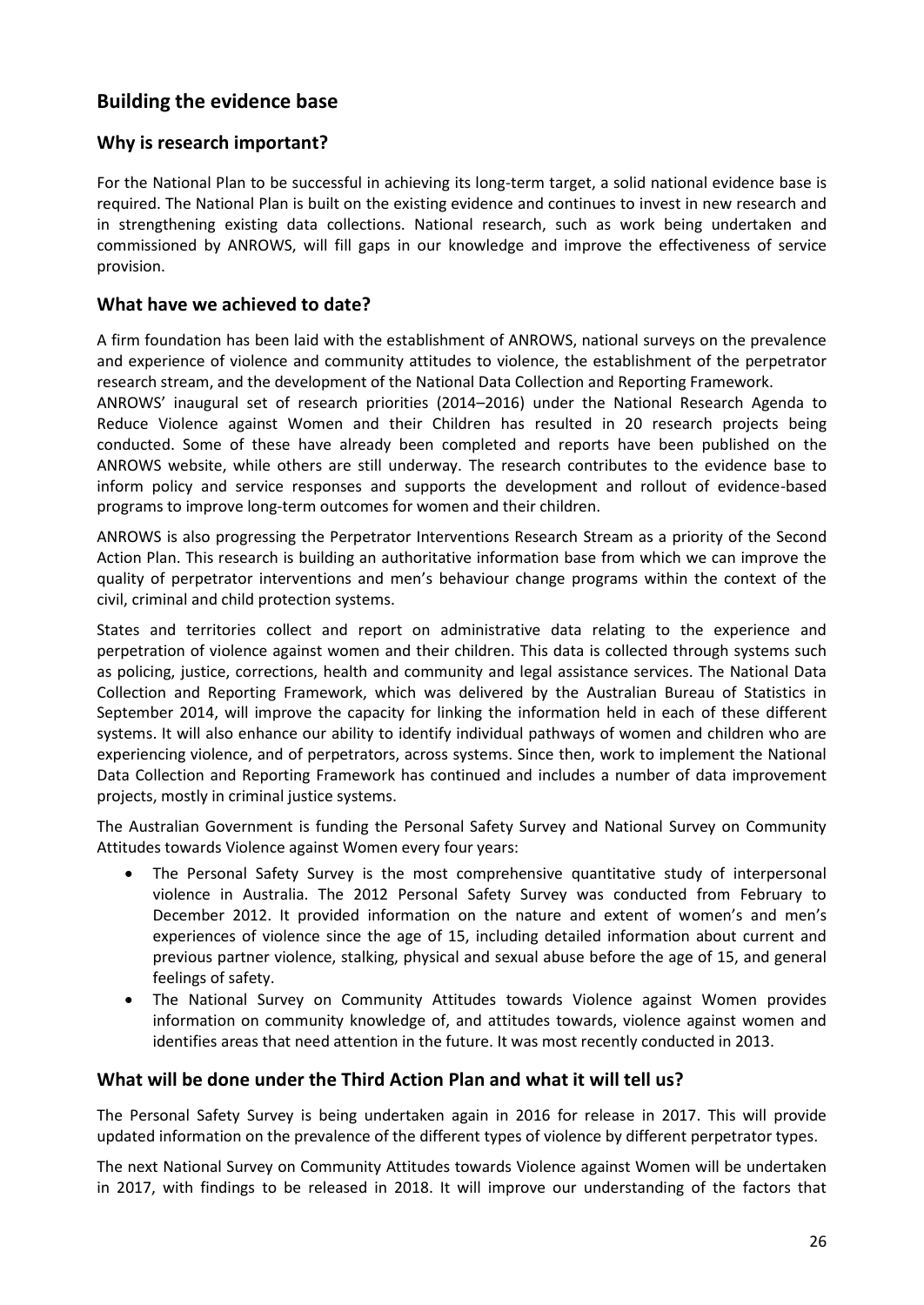## Building the evidence base

### Why is research important?

For the National Plan to be successful in achieving its long-term target, a solid national evidence base is required. The National Plan is built on the existing evidence and continues to invest in new research and in strengthening existing data collections. National research, such as work being undertaken and commissioned by ANROWS, will fill gaps in our knowledge and improve the effectiveness of service provision.

### What have we achieved to date?

A firm foundation has been laid with the establishment of ANROWS, national surveys on the prevalence and experience of violence and community attitudes to violence, the establishment of the perpetrator research stream, and the development of the National Data Collection and Reporting Framework.

ANROWS' inaugural set of research priorities (2014–2016) under the National Research Agenda to Reduce Violence against Women and their Children has resulted in 20 research projects being conducted. Some of these have already been completed and reports have been published on the ANROWS website, while others are still underway. The research contributes to the evidence base to inform policy and service responses and supports the development and rollout of evidence-based programs to improve long-term outcomes for women and their children.

ANROWS is also progressing the Perpetrator Interventions Research Stream as a priority of the Second Action Plan. This research is building an authoritative information base from which we can improve the quality of perpetrator interventions and men's behaviour change programs within the context of the civil, criminal and child protection systems.

States and territories collect and report on administrative data relating to the experience and perpetration of violence against women and their children. This data is collected through systems such as policing, justice, corrections, health and community and legal assistance services. The National Data Collection and Reporting Framework, which was delivered by the Australian Bureau of Statistics in September 2014, will improve the capacity for linking the information held in each of these different systems. It will also enhance our ability to identify individual pathways of women and children who are experiencing violence, and of perpetrators, across systems. Since then, work to implement the National Data Collection and Reporting Framework has continued and includes a number of data improvement projects, mostly in criminal justice systems.

The Australian Government is funding the Personal Safety Survey and National Survey on Community Attitudes towards Violence against Women every four years:

- The Personal Safety Survey is the most comprehensive quantitative study of interpersonal violence in Australia. The 2012 Personal Safety Survey was conducted from February to December 2012. It provided information on the nature and extent of women's and men's experiences of violence since the age of 15, including detailed information about current and previous partner violence, stalking, physical and sexual abuse before the age of 15, and general feelings of safety.
- The National Survey on Community Attitudes towards Violence against Women provides information on community knowledge of, and attitudes towards, violence against women and identifies areas that need attention in the future. It was most recently conducted in 2013.

### What will be done under the Third Action Plan and what it will tell us?

The Personal Safety Survey is being undertaken again in 2016 for release in 2017. This will provide updated information on the prevalence of the different types of violence by different perpetrator types.

The next National Survey on Community Attitudes towards Violence against Women will be undertaken in 2017, with findings to be released in 2018. It will improve our understanding of the factors that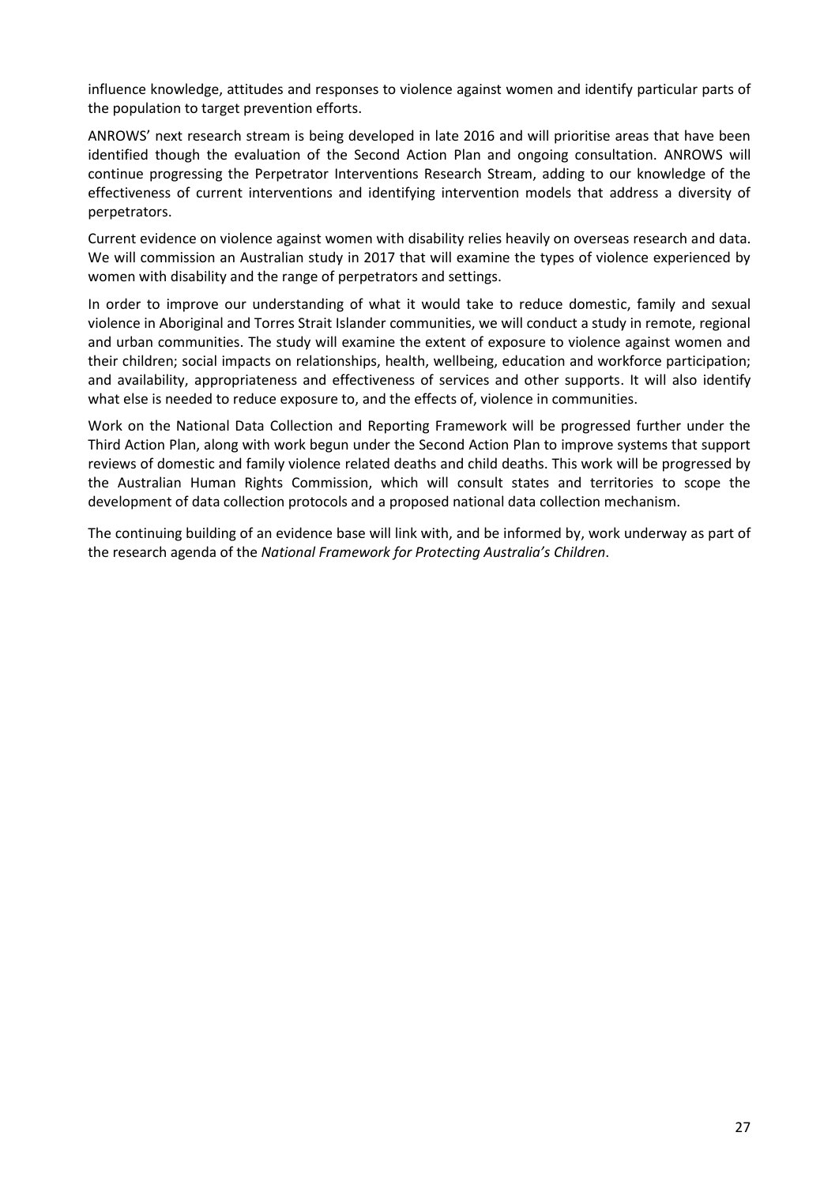influence knowledge, attitudes and responses to violence against women and identify particular parts of the population to target prevention efforts.

ANROWS' next research stream is being developed in late 2016 and will prioritise areas that have been identified though the evaluation of the Second Action Plan and ongoing consultation. ANROWS will continue progressing the Perpetrator Interventions Research Stream, adding to our knowledge of the effectiveness of current interventions and identifying intervention models that address a diversity of perpetrators.

Current evidence on violence against women with disability relies heavily on overseas research and data. We will commission an Australian study in 2017 that will examine the types of violence experienced by women with disability and the range of perpetrators and settings.

In order to improve our understanding of what it would take to reduce domestic, family and sexual violence in Aboriginal and Torres Strait Islander communities, we will conduct a study in remote, regional and urban communities. The study will examine the extent of exposure to violence against women and their children; social impacts on relationships, health, wellbeing, education and workforce participation; and availability, appropriateness and effectiveness of services and other supports. It will also identify what else is needed to reduce exposure to, and the effects of, violence in communities.

Work on the National Data Collection and Reporting Framework will be progressed further under the Third Action Plan, along with work begun under the Second Action Plan to improve systems that support reviews of domestic and family violence related deaths and child deaths. This work will be progressed by the Australian Human Rights Commission, which will consult states and territories to scope the development of data collection protocols and a proposed national data collection mechanism.

The continuing building of an evidence base will link with, and be informed by, work underway as part of the research agenda of the *National Framework for Protecting Australia's Children*.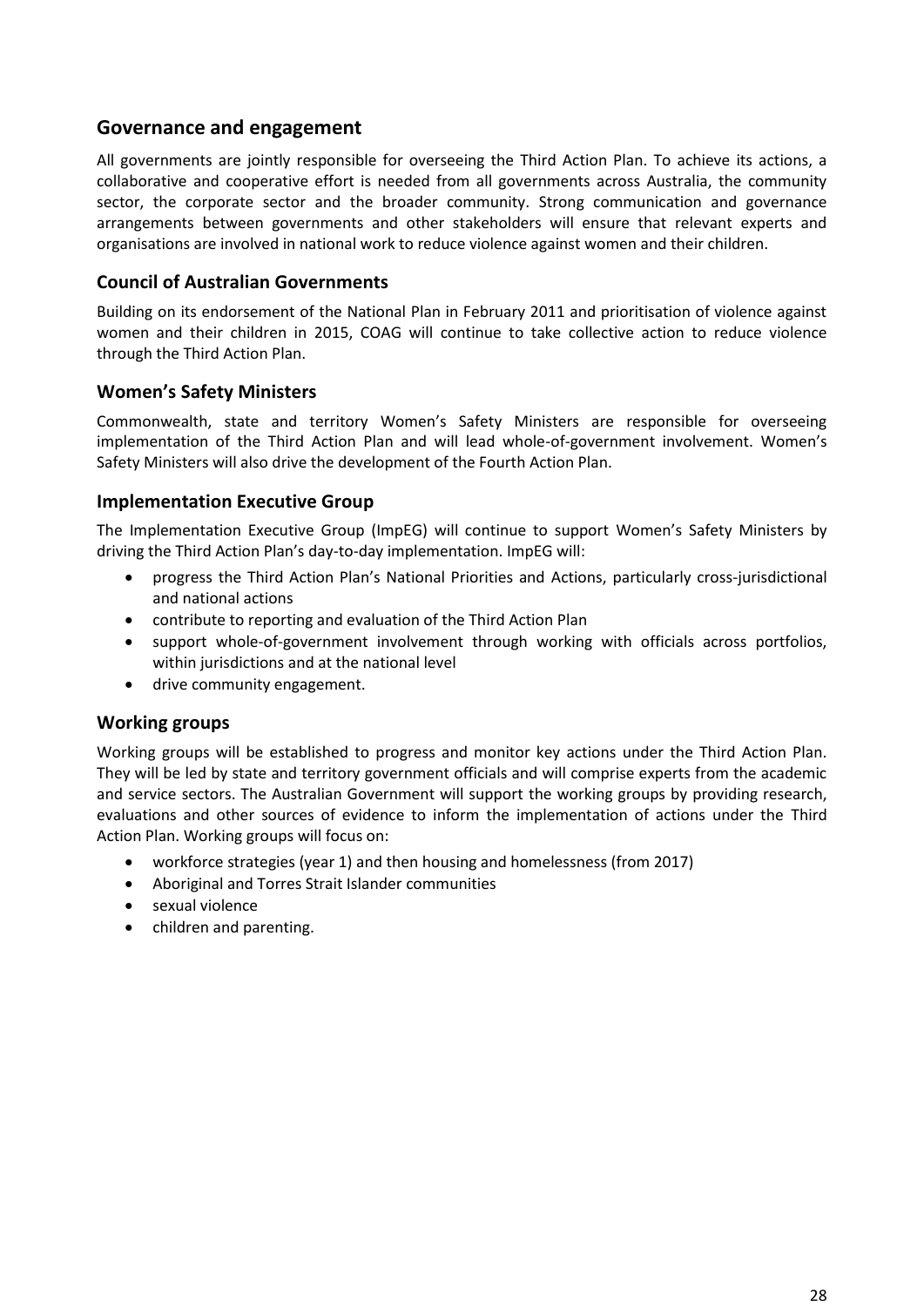## Governance and engagement

All governments are jointly responsible for overseeing the Third Action Plan. To achieve its actions, a collaborative and cooperative effort is needed from all governments across Australia, the community sector, the corporate sector and the broader community. Strong communication and governance arrangements between governments and other stakeholders will ensure that relevant experts and organisations are involved in national work to reduce violence against women and their children.

### Council of Australian Governments

Building on its endorsement of the National Plan in February 2011 and prioritisation of violence against women and their children in 2015, COAG will continue to take collective action to reduce violence through the Third Action Plan.

### Women's Safety Ministers

Commonwealth, state and territory Women's Safety Ministers are responsible for overseeing implementation of the Third Action Plan and will lead whole-of-government involvement. Women's Safety Ministers will also drive the development of the Fourth Action Plan.

### Implementation Executive Group

The Implementation Executive Group (ImpEG) will continue to support Women's Safety Ministers by driving the Third Action Plan's day-to-day implementation. ImpEG will:

- progress the Third Action Plan's National Priorities and Actions, particularly cross-jurisdictional and national actions
- contribute to reporting and evaluation of the Third Action Plan
- support whole-of-government involvement through working with officials across portfolios, within jurisdictions and at the national level
- drive community engagement.

### Working groups

Working groups will be established to progress and monitor key actions under the Third Action Plan. They will be led by state and territory government officials and will comprise experts from the academic and service sectors. The Australian Government will support the working groups by providing research, evaluations and other sources of evidence to inform the implementation of actions under the Third Action Plan. Working groups will focus on:

- workforce strategies (year 1) and then housing and homelessness (from 2017)
- Aboriginal and Torres Strait Islander communities
- sexual violence
- children and parenting.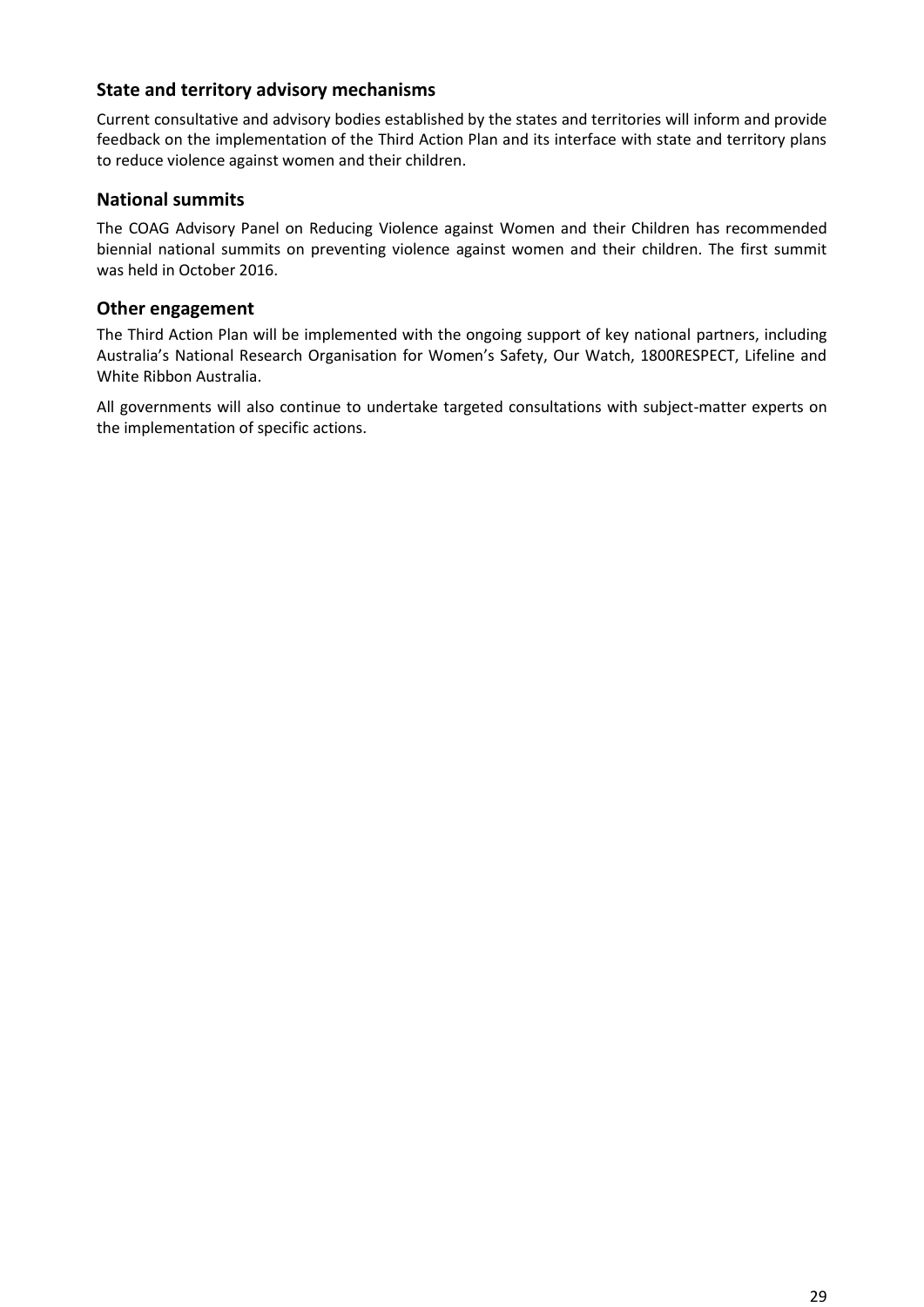## State and territory advisory mechanisms

Current consultative and advisory bodies established by the states and territories will inform and provide feedback on the implementation of the Third Action Plan and its interface with state and territory plans to reduce violence against women and their children.

## National summits

The COAG Advisory Panel on Reducing Violence against Women and their Children has recommended biennial national summits on preventing violence against women and their children. The first summit was held in October 2016.

## Other engagement

The Third Action Plan will be implemented with the ongoing support of key national partners, including Australia's National Research Organisation for Women's Safety, Our Watch, 1800RESPECT, Lifeline and White Ribbon Australia.

All governments will also continue to undertake targeted consultations with subject-matter experts on the implementation of specific actions.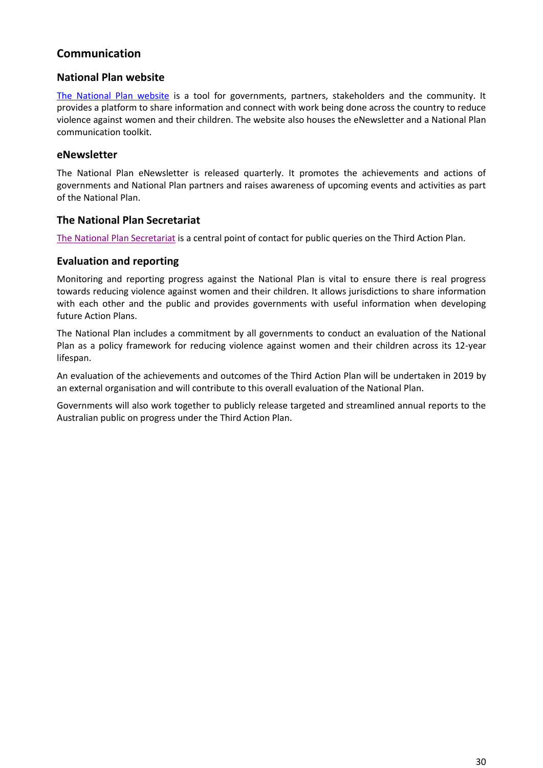## Communication

### National Plan website

The National Plan website is a tool for governments, partners, stakeholders and the community. It provides a platform to share information and connect with work being done across the country to reduce violence against women and their children. The website also houses the eNewsletter and a National Plan communication toolkit.

### eNewsletter

The National Plan eNewsletter is released quarterly. It promotes the achievements and actions of governments and National Plan partners and raises awareness of upcoming events and activities as part of the National Plan.

### The National Plan Secretariat

The National Plan Secretariat is a central point of contact for public queries on the Third Action Plan.

### Evaluation and reporting

Monitoring and reporting progress against the National Plan is vital to ensure there is real progress towards reducing violence against women and their children. It allows jurisdictions to share information with each other and the public and provides governments with useful information when developing future Action Plans.

The National Plan includes a commitment by all governments to conduct an evaluation of the National Plan as a policy framework for reducing violence against women and their children across its 12-year lifespan.

An evaluation of the achievements and outcomes of the Third Action Plan will be undertaken in 2019 by an external organisation and will contribute to this overall evaluation of the National Plan.

Governments will also work together to publicly release targeted and streamlined annual reports to the Australian public on progress under the Third Action Plan.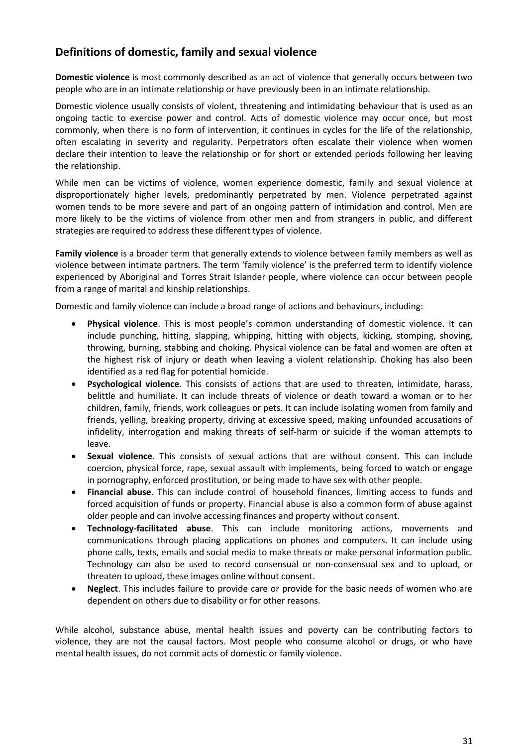## Definitions of domestic, family and sexual violence

**Domestic violence** is most commonly described as an act of violence that generally occurs between two people who are in an intimate relationship or have previously been in an intimate relationship.

Domestic violence usually consists of violent, threatening and intimidating behaviour that is used as an ongoing tactic to exercise power and control. Acts of domestic violence may occur once, but most commonly, when there is no form of intervention, it continues in cycles for the life of the relationship, often escalating in severity and regularity. Perpetrators often escalate their violence when women declare their intention to leave the relationship or for short or extended periods following her leaving the relationship.

While men can be victims of violence, women experience domestic, family and sexual violence at disproportionately higher levels, predominantly perpetrated by men. Violence perpetrated against women tends to be more severe and part of an ongoing pattern of intimidation and control. Men are more likely to be the victims of violence from other men and from strangers in public, and different strategies are required to address these different types of violence.

**Family violence** is a broader term that generally extends to violence between family members as well as violence between intimate partners. The term 'family violence' is the preferred term to identify violence experienced by Aboriginal and Torres Strait Islander people, where violence can occur between people from a range of marital and kinship relationships.

Domestic and family violence can include a broad range of actions and behaviours, including:

- **Physical violence**. This is most people's common understanding of domestic violence. It can include punching, hitting, slapping, whipping, hitting with objects, kicking, stomping, shoving, throwing, burning, stabbing and choking. Physical violence can be fatal and women are often at the highest risk of injury or death when leaving a violent relationship. Choking has also been identified as a red flag for potential homicide.
- **Psychological violence**. This consists of actions that are used to threaten, intimidate, harass, belittle and humiliate. It can include threats of violence or death toward a woman or to her children, family, friends, work colleagues or pets. It can include isolating women from family and friends, yelling, breaking property, driving at excessive speed, making unfounded accusations of infidelity, interrogation and making threats of self-harm or suicide if the woman attempts to leave.
- **Sexual violence**. This consists of sexual actions that are without consent. This can include coercion, physical force, rape, sexual assault with implements, being forced to watch or engage in pornography, enforced prostitution, or being made to have sex with other people.
- **Financial abuse**. This can include control of household finances, limiting access to funds and forced acquisition of funds or property. Financial abuse is also a common form of abuse against older people and can involve accessing finances and property without consent.
- **Technology-facilitated abuse**. This can include monitoring actions, movements and communications through placing applications on phones and computers. It can include using phone calls, texts, emails and social media to make threats or make personal information public. Technology can also be used to record consensual or non-consensual sex and to upload, or threaten to upload, these images online without consent.
- **Neglect**. This includes failure to provide care or provide for the basic needs of women who are dependent on others due to disability or for other reasons.

While alcohol, substance abuse, mental health issues and poverty can be contributing factors to violence, they are not the causal factors. Most people who consume alcohol or drugs, or who have mental health issues, do not commit acts of domestic or family violence.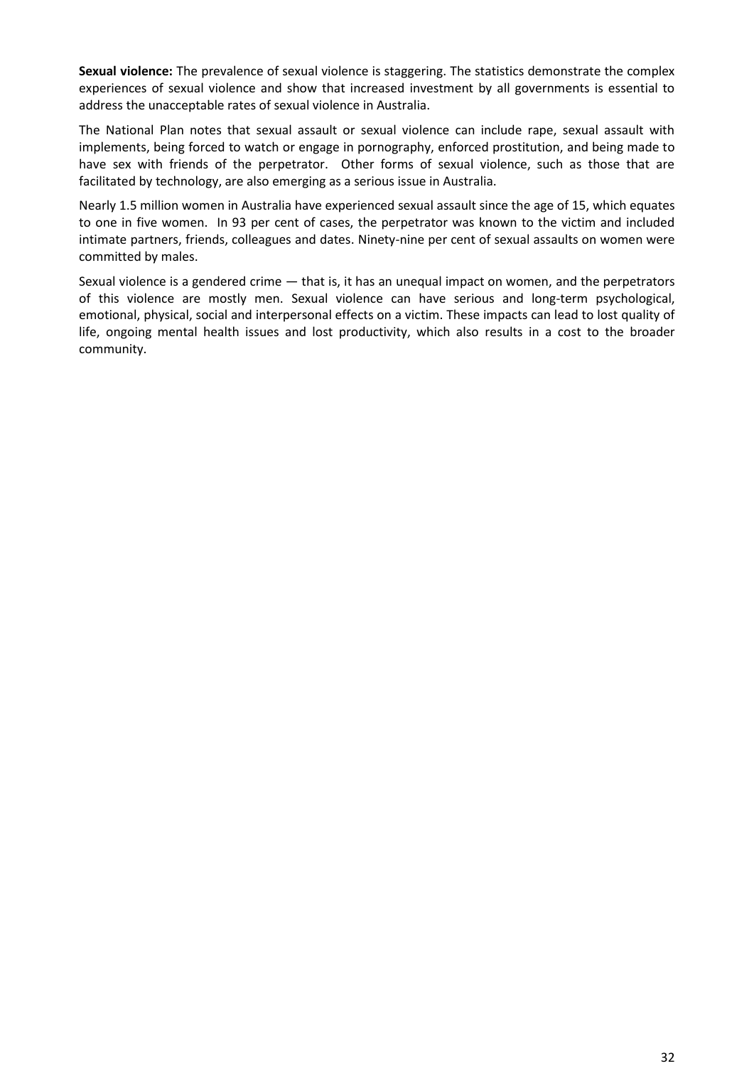**Sexual violence:** The prevalence of sexual violence is staggering. The statistics demonstrate the complex experiences of sexual violence and show that increased investment by all governments is essential to address the unacceptable rates of sexual violence in Australia.

The National Plan notes that sexual assault or sexual violence can include rape, sexual assault with implements, being forced to watch or engage in pornography, enforced prostitution, and being made to have sex with friends of the perpetrator. Other forms of sexual violence, such as those that are facilitated by technology, are also emerging as a serious issue in Australia.

Nearly 1.5 million women in Australia have experienced sexual assault since the age of 15, which equates to one in five women. In 93 per cent of cases, the perpetrator was known to the victim and included intimate partners, friends, colleagues and dates. Ninety-nine per cent of sexual assaults on women were committed by males.

Sexual violence is a gendered crime — that is, it has an unequal impact on women, and the perpetrators of this violence are mostly men. Sexual violence can have serious and long-term psychological, emotional, physical, social and interpersonal effects on a victim. These impacts can lead to lost quality of life, ongoing mental health issues and lost productivity, which also results in a cost to the broader community.